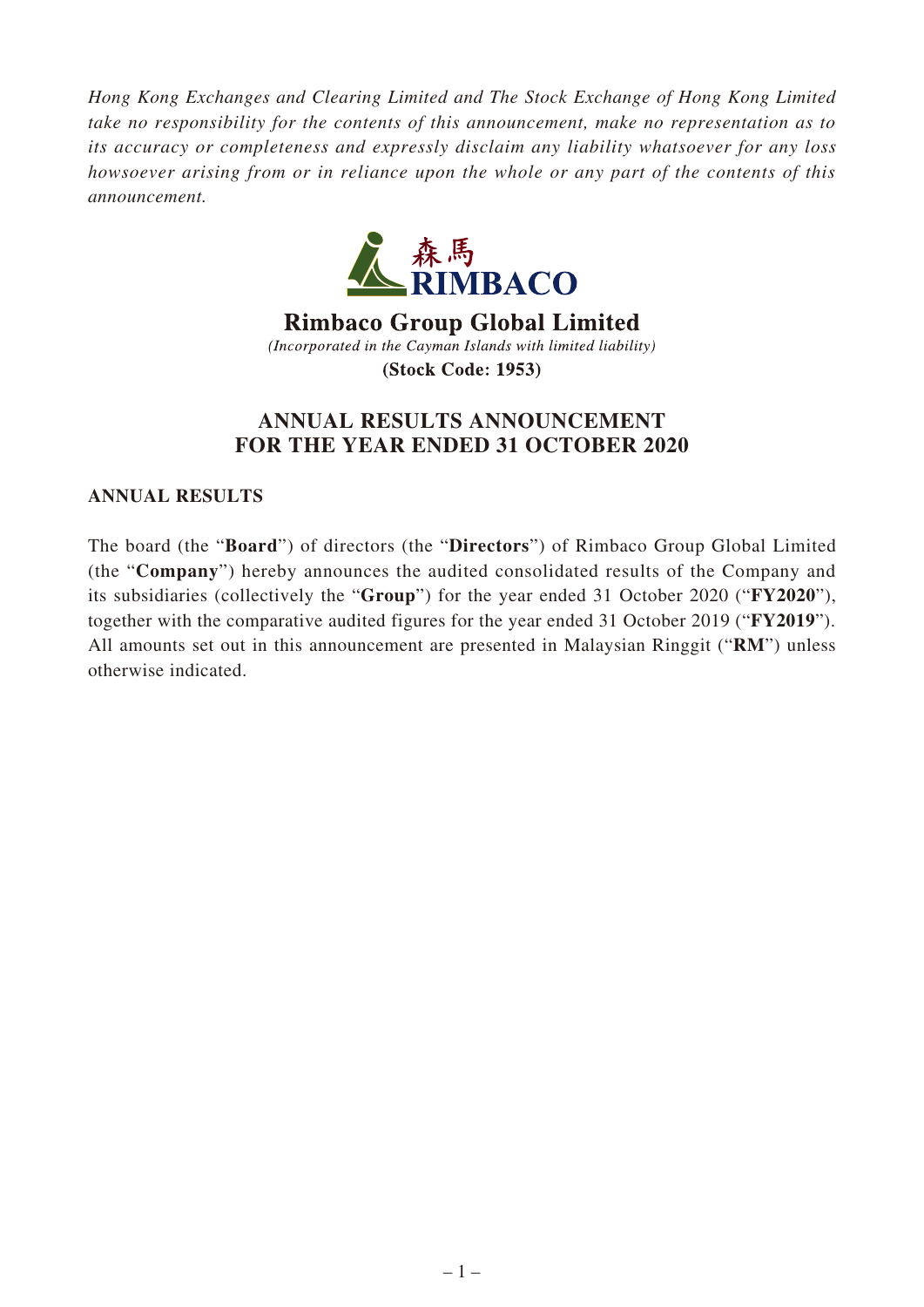*Hong Kong Exchanges and Clearing Limited and The Stock Exchange of Hong Kong Limited take no responsibility for the contents of this announcement, make no representation as to its accuracy or completeness and expressly disclaim any liability whatsoever for any loss howsoever arising from or in reliance upon the whole or any part of the contents of this announcement.*

森馬
RIMBACO

**Rimbaco Group Global Limited**

*(Incorporated in the Cayman Islands with limited liability)*

**(Stock Code: 1953)**

# ANNUAL RESULTS ANNOUNCEMENT FOR THE YEAR ENDED 31 OCTOBER 2020

## ANNUAL RESULTS

The board (the "**Board**") of directors (the "**Directors**") of Rimbaco Group Global Limited (the "**Company**") hereby announces the audited consolidated results of the Company and its subsidiaries (collectively the "**Group**") for the year ended 31 October 2020 ("**FY2020**"), together with the comparative audited figures for the year ended 31 October 2019 ("**FY2019**"). All amounts set out in this announcement are presented in Malaysian Ringgit ("**RM**") unless otherwise indicated.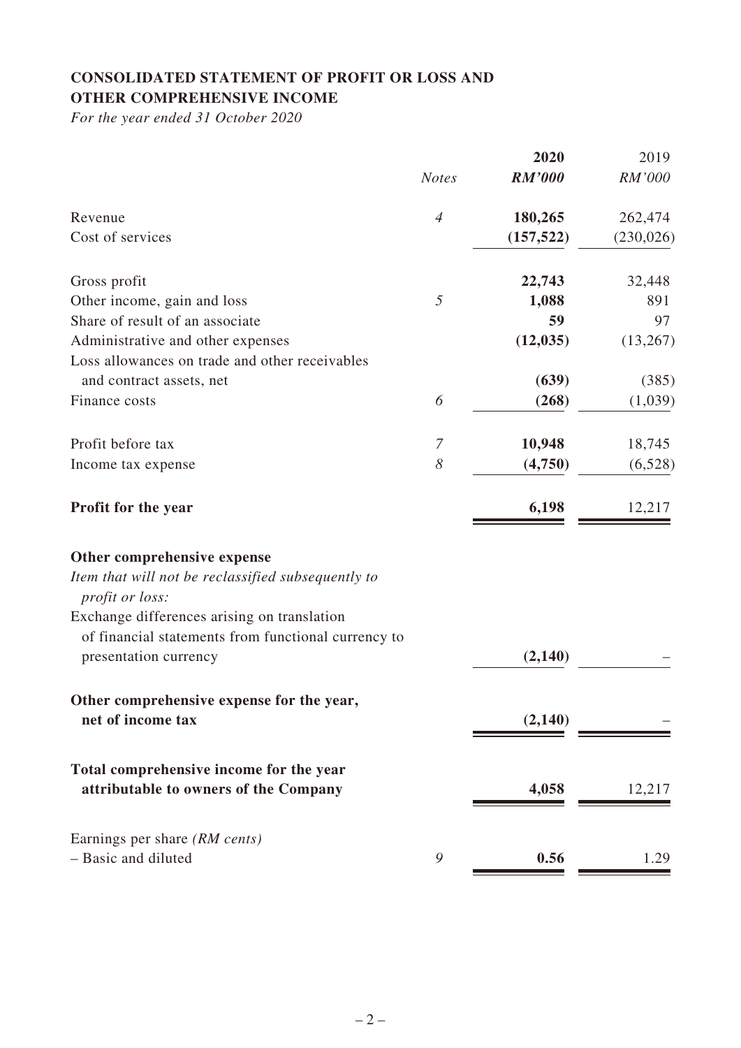## CONSOLIDATED STATEMENT OF PROFIT OR LOSS AND OTHER COMPREHENSIVE INCOME

*For the year ended 31 October 2020*

| | *Notes* | **2020** | 2019 |
|---|---|---|---|
| | | ***RM'000*** | *RM'000* |
| Revenue | *4* | **180,265** | 262,474 |
| Cost of services | | **(157,522)** | (230,026) |
| Gross profit | | **22,743** | 32,448 |
| Other income, gain and loss | *5* | **1,088** | 891 |
| Share of result of an associate | | **59** | 97 |
| Administrative and other expenses | | **(12,035)** | (13,267) |
| Loss allowances on trade and other receivables and contract assets, net | | **(639)** | (385) |
| Finance costs | *6* | **(268)** | (1,039) |
| Profit before tax | *7* | **10,948** | 18,745 |
| Income tax expense | *8* | **(4,750)** | (6,528) |
| **Profit for the year** | | **6,198** | 12,217 |
| **Other comprehensive expense** | | | |
| *Item that will not be reclassified subsequently to profit or loss:* | | | |
| Exchange differences arising on translation of financial statements from functional currency to presentation currency | | **(2,140)** | – |
| **Other comprehensive expense for the year, net of income tax** | | **(2,140)** | – |
| **Total comprehensive income for the year attributable to owners of the Company** | | **4,058** | 12,217 |
| Earnings per share *(RM cents)* | | | |
| – Basic and diluted | *9* | **0.56** | 1.29 |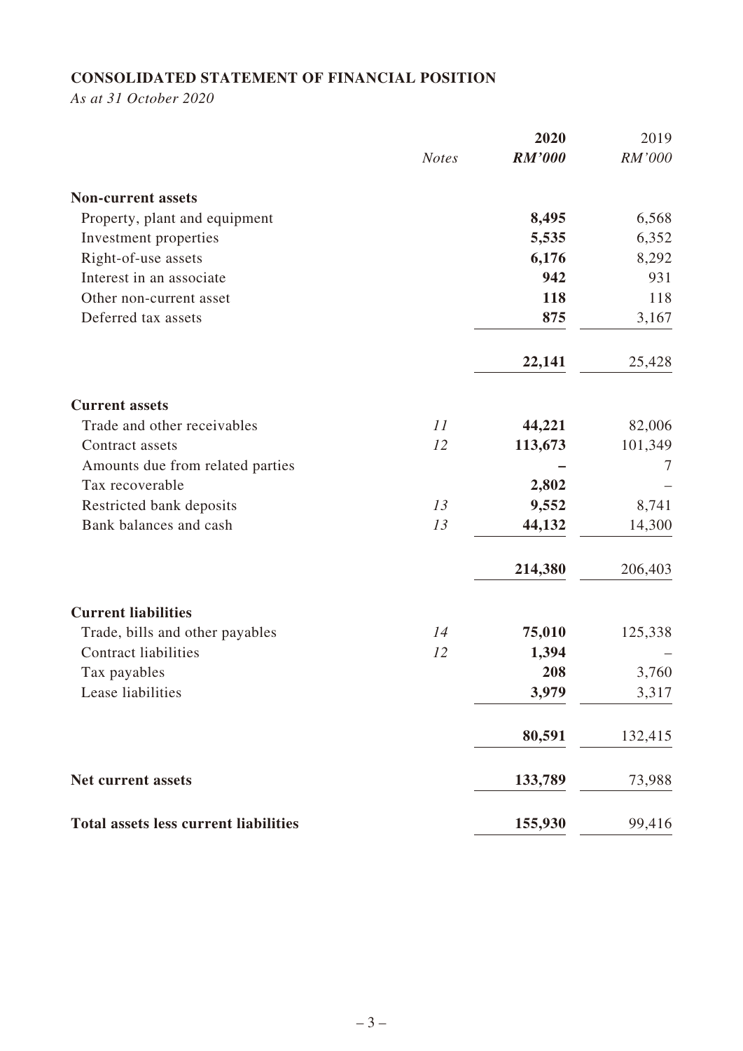**CONSOLIDATED STATEMENT OF FINANCIAL POSITION**

*As at 31 October 2020*

| | *Notes* | **2020** *RM'000* | 2019 *RM'000* |
|---|---|---|---|
| **Non-current assets** | | | |
| Property, plant and equipment | | **8,495** | 6,568 |
| Investment properties | | **5,535** | 6,352 |
| Right-of-use assets | | **6,176** | 8,292 |
| Interest in an associate | | **942** | 931 |
| Other non-current asset | | **118** | 118 |
| Deferred tax assets | | **875** | 3,167 |
| | | **22,141** | 25,428 |
| **Current assets** | | | |
| Trade and other receivables | *11* | **44,221** | 82,006 |
| Contract assets | *12* | **113,673** | 101,349 |
| Amounts due from related parties | | **–** | 7 |
| Tax recoverable | | **2,802** | – |
| Restricted bank deposits | *13* | **9,552** | 8,741 |
| Bank balances and cash | *13* | **44,132** | 14,300 |
| | | **214,380** | 206,403 |
| **Current liabilities** | | | |
| Trade, bills and other payables | *14* | **75,010** | 125,338 |
| Contract liabilities | *12* | **1,394** | – |
| Tax payables | | **208** | 3,760 |
| Lease liabilities | | **3,979** | 3,317 |
| | | **80,591** | 132,415 |
| **Net current assets** | | **133,789** | 73,988 |
| **Total assets less current liabilities** | | **155,930** | 99,416 |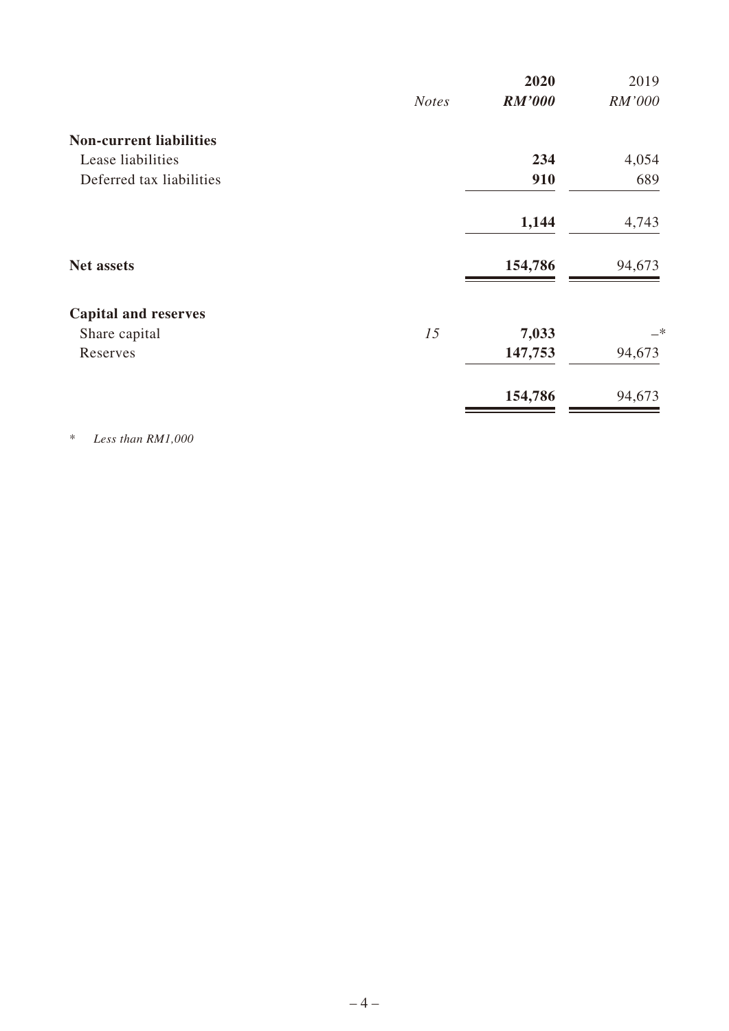| | Notes | 2020 | 2019 |
|---|---|---|---|
| | | ***RM'000*** | *RM'000* |
| **Non-current liabilities** | | | |
| Lease liabilities | | **234** | 4,054 |
| Deferred tax liabilities | | **910** | 689 |
| | | **1,144** | 4,743 |
| **Net assets** | | **154,786** | 94,673 |
| **Capital and reserves** | | | |
| Share capital | *15* | **7,033** | –* |
| Reserves | | **147,753** | 94,673 |
| | | **154,786** | 94,673 |

\* *Less than RM1,000*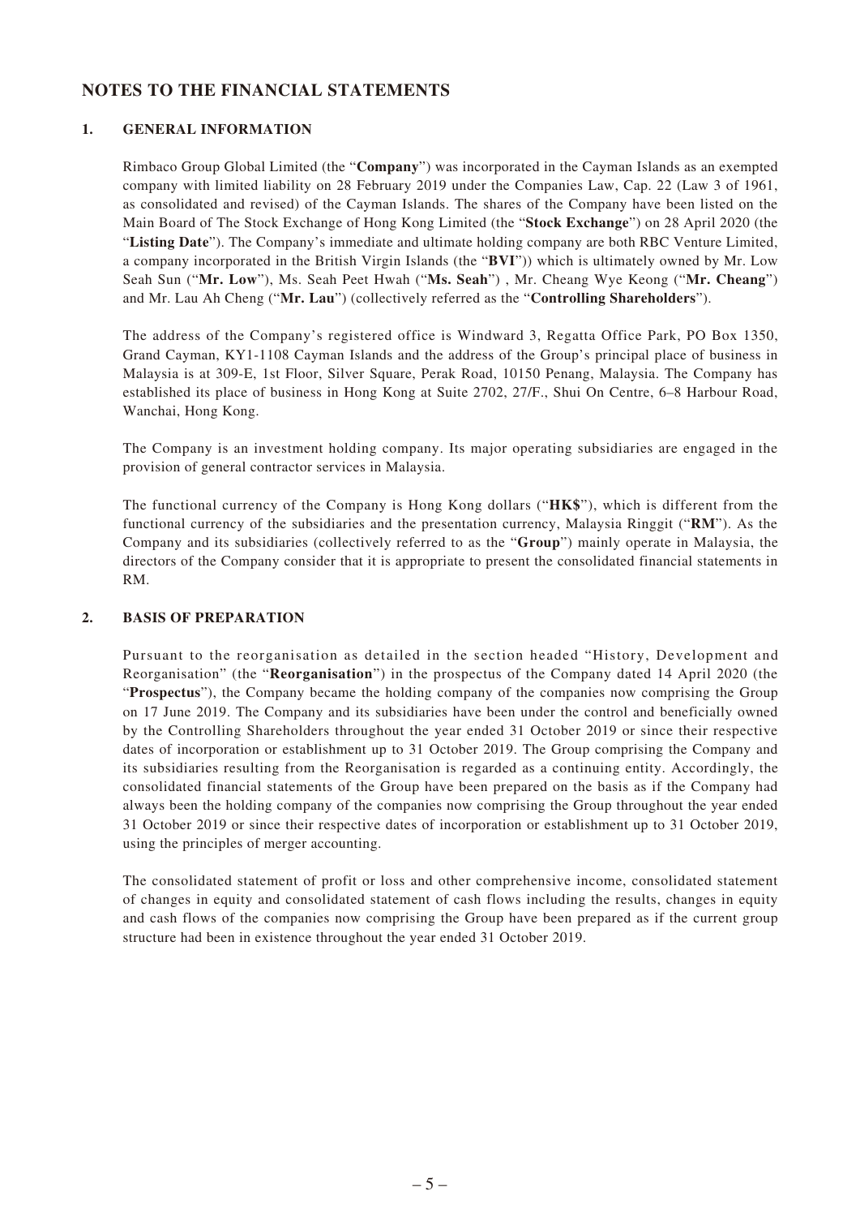# NOTES TO THE FINANCIAL STATEMENTS

## 1. GENERAL INFORMATION

Rimbaco Group Global Limited (the "**Company**") was incorporated in the Cayman Islands as an exempted company with limited liability on 28 February 2019 under the Companies Law, Cap. 22 (Law 3 of 1961, as consolidated and revised) of the Cayman Islands. The shares of the Company have been listed on the Main Board of The Stock Exchange of Hong Kong Limited (the "**Stock Exchange**") on 28 April 2020 (the "**Listing Date**"). The Company's immediate and ultimate holding company are both RBC Venture Limited, a company incorporated in the British Virgin Islands (the "**BVI**")) which is ultimately owned by Mr. Low Seah Sun ("**Mr. Low**"), Ms. Seah Peet Hwah ("**Ms. Seah**") , Mr. Cheang Wye Keong ("**Mr. Cheang**") and Mr. Lau Ah Cheng ("**Mr. Lau**") (collectively referred as the "**Controlling Shareholders**").

The address of the Company's registered office is Windward 3, Regatta Office Park, PO Box 1350, Grand Cayman, KY1-1108 Cayman Islands and the address of the Group's principal place of business in Malaysia is at 309-E, 1st Floor, Silver Square, Perak Road, 10150 Penang, Malaysia. The Company has established its place of business in Hong Kong at Suite 2702, 27/F., Shui On Centre, 6–8 Harbour Road, Wanchai, Hong Kong.

The Company is an investment holding company. Its major operating subsidiaries are engaged in the provision of general contractor services in Malaysia.

The functional currency of the Company is Hong Kong dollars ("**HK$**"), which is different from the functional currency of the subsidiaries and the presentation currency, Malaysia Ringgit ("**RM**"). As the Company and its subsidiaries (collectively referred to as the "**Group**") mainly operate in Malaysia, the directors of the Company consider that it is appropriate to present the consolidated financial statements in RM.

## 2. BASIS OF PREPARATION

Pursuant to the reorganisation as detailed in the section headed "History, Development and Reorganisation" (the "**Reorganisation**") in the prospectus of the Company dated 14 April 2020 (the "**Prospectus**"), the Company became the holding company of the companies now comprising the Group on 17 June 2019. The Company and its subsidiaries have been under the control and beneficially owned by the Controlling Shareholders throughout the year ended 31 October 2019 or since their respective dates of incorporation or establishment up to 31 October 2019. The Group comprising the Company and its subsidiaries resulting from the Reorganisation is regarded as a continuing entity. Accordingly, the consolidated financial statements of the Group have been prepared on the basis as if the Company had always been the holding company of the companies now comprising the Group throughout the year ended 31 October 2019 or since their respective dates of incorporation or establishment up to 31 October 2019, using the principles of merger accounting.

The consolidated statement of profit or loss and other comprehensive income, consolidated statement of changes in equity and consolidated statement of cash flows including the results, changes in equity and cash flows of the companies now comprising the Group have been prepared as if the current group structure had been in existence throughout the year ended 31 October 2019.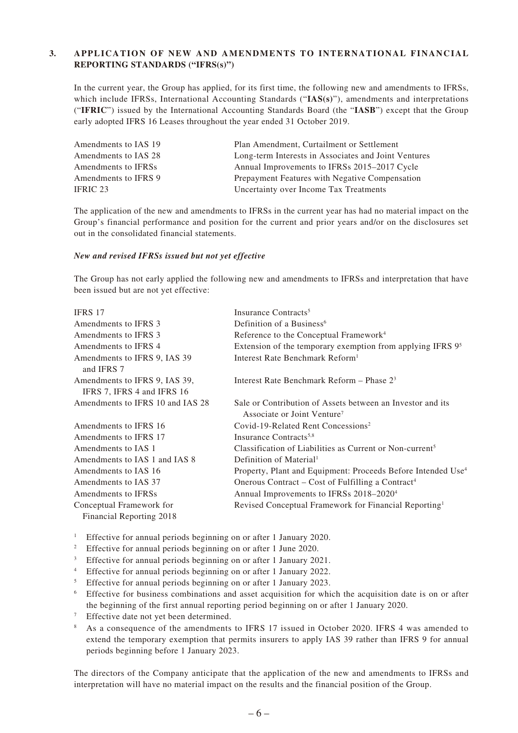## 3. APPLICATION OF NEW AND AMENDMENTS TO INTERNATIONAL FINANCIAL REPORTING STANDARDS ("IFRS(s)")

In the current year, the Group has applied, for its first time, the following new and amendments to IFRSs, which include IFRSs, International Accounting Standards ("**IAS(s)**"), amendments and interpretations ("**IFRIC**") issued by the International Accounting Standards Board (the "**IASB**") except that the Group early adopted IFRS 16 Leases throughout the year ended 31 October 2019.

| | |
|---|---|
| Amendments to IAS 19 | Plan Amendment, Curtailment or Settlement |
| Amendments to IAS 28 | Long-term Interests in Associates and Joint Ventures |
| Amendments to IFRSs | Annual Improvements to IFRSs 2015–2017 Cycle |
| Amendments to IFRS 9 | Prepayment Features with Negative Compensation |
| IFRIC 23 | Uncertainty over Income Tax Treatments |

The application of the new and amendments to IFRSs in the current year has had no material impact on the Group's financial performance and position for the current and prior years and/or on the disclosures set out in the consolidated financial statements.

***New and revised IFRSs issued but not yet effective***

The Group has not early applied the following new and amendments to IFRSs and interpretation that have been issued but are not yet effective:

| | |
|---|---|
| IFRS 17 | Insurance Contracts[5] |
| Amendments to IFRS 3 | Definition of a Business[6] |
| Amendments to IFRS 3 | Reference to the Conceptual Framework[4] |
| Amendments to IFRS 4 | Extension of the temporary exemption from applying IFRS 9[5] |
| Amendments to IFRS 9, IAS 39 and IFRS 7 | Interest Rate Benchmark Reform[1] |
| Amendments to IFRS 9, IAS 39, IFRS 7, IFRS 4 and IFRS 16 | Interest Rate Benchmark Reform – Phase 2[3] |
| Amendments to IFRS 10 and IAS 28 | Sale or Contribution of Assets between an Investor and its Associate or Joint Venture[7] |
| Amendments to IFRS 16 | Covid-19-Related Rent Concessions[2] |
| Amendments to IFRS 17 | Insurance Contracts[5,8] |
| Amendments to IAS 1 | Classification of Liabilities as Current or Non-current[5] |
| Amendments to IAS 1 and IAS 8 | Definition of Material[1] |
| Amendments to IAS 16 | Property, Plant and Equipment: Proceeds Before Intended Use[4] |
| Amendments to IAS 37 | Onerous Contract – Cost of Fulfilling a Contract[4] |
| Amendments to IFRSs | Annual Improvements to IFRSs 2018–2020[4] |
| Conceptual Framework for Financial Reporting 2018 | Revised Conceptual Framework for Financial Reporting[1] |

[1] Effective for annual periods beginning on or after 1 January 2020.
[2] Effective for annual periods beginning on or after 1 June 2020.
[3] Effective for annual periods beginning on or after 1 January 2021.
[4] Effective for annual periods beginning on or after 1 January 2022.
[5] Effective for annual periods beginning on or after 1 January 2023.
[6] Effective for business combinations and asset acquisition for which the acquisition date is on or after the beginning of the first annual reporting period beginning on or after 1 January 2020.
[7] Effective date not yet been determined.
[8] As a consequence of the amendments to IFRS 17 issued in October 2020. IFRS 4 was amended to extend the temporary exemption that permits insurers to apply IAS 39 rather than IFRS 9 for annual periods beginning before 1 January 2023.

The directors of the Company anticipate that the application of the new and amendments to IFRSs and interpretation will have no material impact on the results and the financial position of the Group.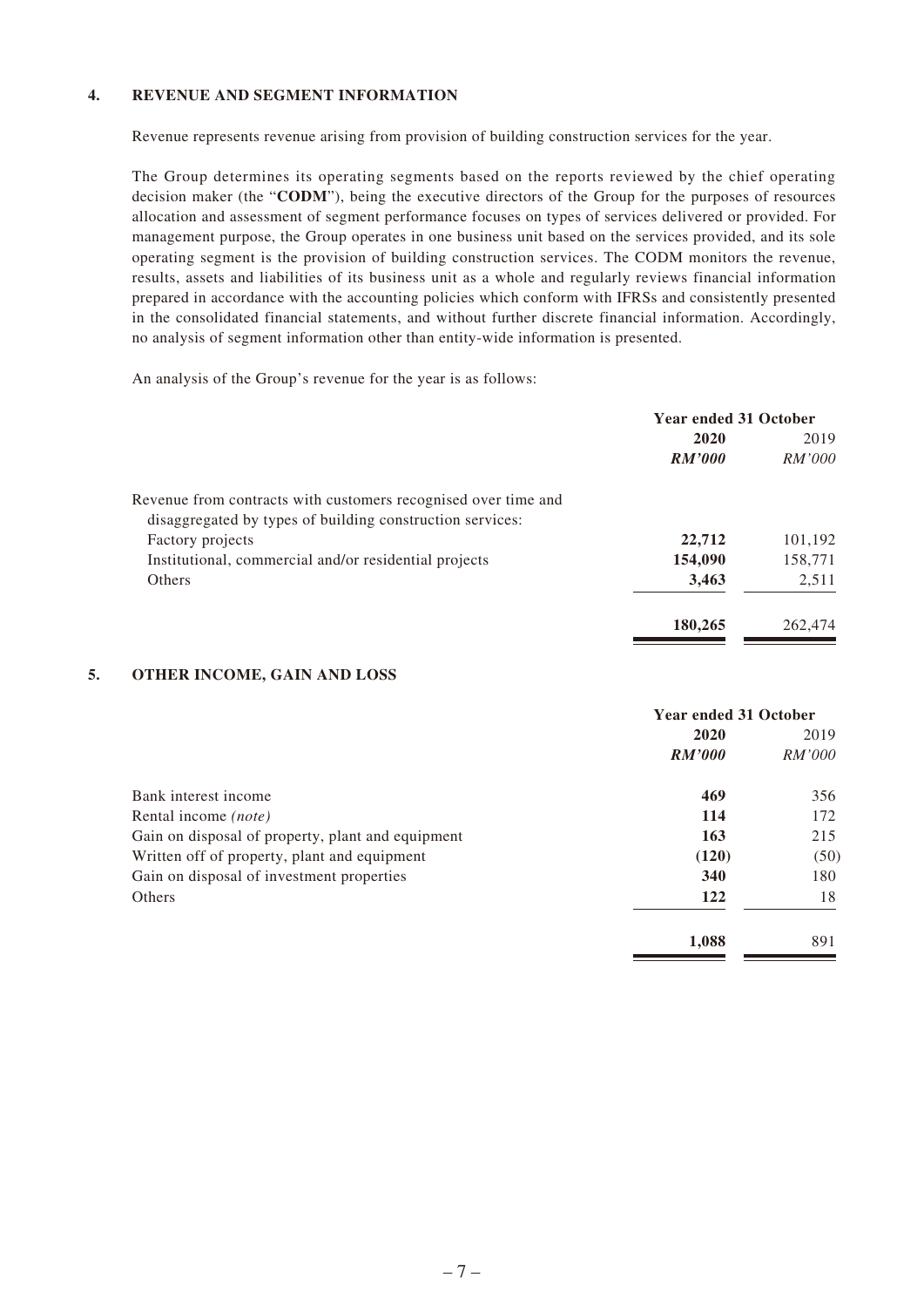## 4. REVENUE AND SEGMENT INFORMATION

Revenue represents revenue arising from provision of building construction services for the year.

The Group determines its operating segments based on the reports reviewed by the chief operating decision maker (the "**CODM**"), being the executive directors of the Group for the purposes of resources allocation and assessment of segment performance focuses on types of services delivered or provided. For management purpose, the Group operates in one business unit based on the services provided, and its sole operating segment is the provision of building construction services. The CODM monitors the revenue, results, assets and liabilities of its business unit as a whole and regularly reviews financial information prepared in accordance with the accounting policies which conform with IFRSs and consistently presented in the consolidated financial statements, and without further discrete financial information. Accordingly, no analysis of segment information other than entity-wide information is presented.

An analysis of the Group's revenue for the year is as follows:

| | Year ended 31 October | |
|---|---|---|
| | **2020** | 2019 |
| | ***RM'000*** | *RM'000* |
| Revenue from contracts with customers recognised over time and disaggregated by types of building construction services: | | |
| Factory projects | **22,712** | 101,192 |
| Institutional, commercial and/or residential projects | **154,090** | 158,771 |
| Others | **3,463** | 2,511 |
| | **180,265** | 262,474 |

## 5. OTHER INCOME, GAIN AND LOSS

| | Year ended 31 October | |
|---|---|---|
| | **2020** | 2019 |
| | ***RM'000*** | *RM'000* |
| Bank interest income | **469** | 356 |
| Rental income *(note)* | **114** | 172 |
| Gain on disposal of property, plant and equipment | **163** | 215 |
| Written off of property, plant and equipment | **(120)** | (50) |
| Gain on disposal of investment properties | **340** | 180 |
| Others | **122** | 18 |
| | **1,088** | 891 |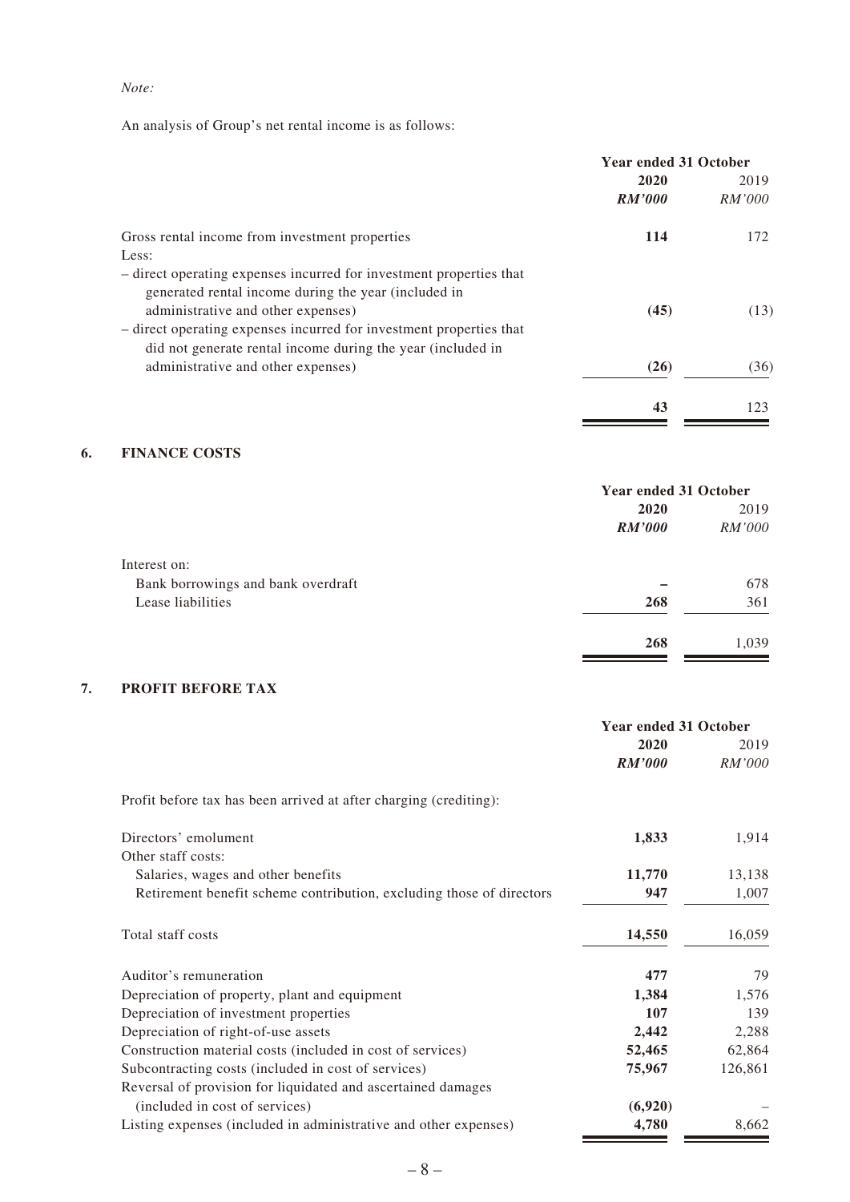*Note:*

An analysis of Group's net rental income is as follows:

| | Year ended 31 October | |
|---|---|---|
| | **2020** | 2019 |
| | ***RM'000*** | *RM'000* |
| Gross rental income from investment properties | **114** | 172 |
| Less: | | |
| – direct operating expenses incurred for investment properties that generated rental income during the year (included in administrative and other expenses) | **(45)** | (13) |
| – direct operating expenses incurred for investment properties that did not generate rental income during the year (included in administrative and other expenses) | **(26)** | (36) |
| | **43** | 123 |

## 6. FINANCE COSTS

| | Year ended 31 October | |
|---|---|---|
| | **2020** | 2019 |
| | ***RM'000*** | *RM'000* |
| Interest on: | | |
| Bank borrowings and bank overdraft | **–** | 678 |
| Lease liabilities | **268** | 361 |
| | **268** | 1,039 |

## 7. PROFIT BEFORE TAX

| | Year ended 31 October | |
|---|---|---|
| | **2020** | 2019 |
| | ***RM'000*** | *RM'000* |
| Profit before tax has been arrived at after charging (crediting): | | |
| Directors' emolument | **1,833** | 1,914 |
| Other staff costs: | | |
| Salaries, wages and other benefits | **11,770** | 13,138 |
| Retirement benefit scheme contribution, excluding those of directors | **947** | 1,007 |
| Total staff costs | **14,550** | 16,059 |
| Auditor's remuneration | **477** | 79 |
| Depreciation of property, plant and equipment | **1,384** | 1,576 |
| Depreciation of investment properties | **107** | 139 |
| Depreciation of right-of-use assets | **2,442** | 2,288 |
| Construction material costs (included in cost of services) | **52,465** | 62,864 |
| Subcontracting costs (included in cost of services) | **75,967** | 126,861 |
| Reversal of provision for liquidated and ascertained damages (included in cost of services) | **(6,920)** | – |
| Listing expenses (included in administrative and other expenses) | **4,780** | 8,662 |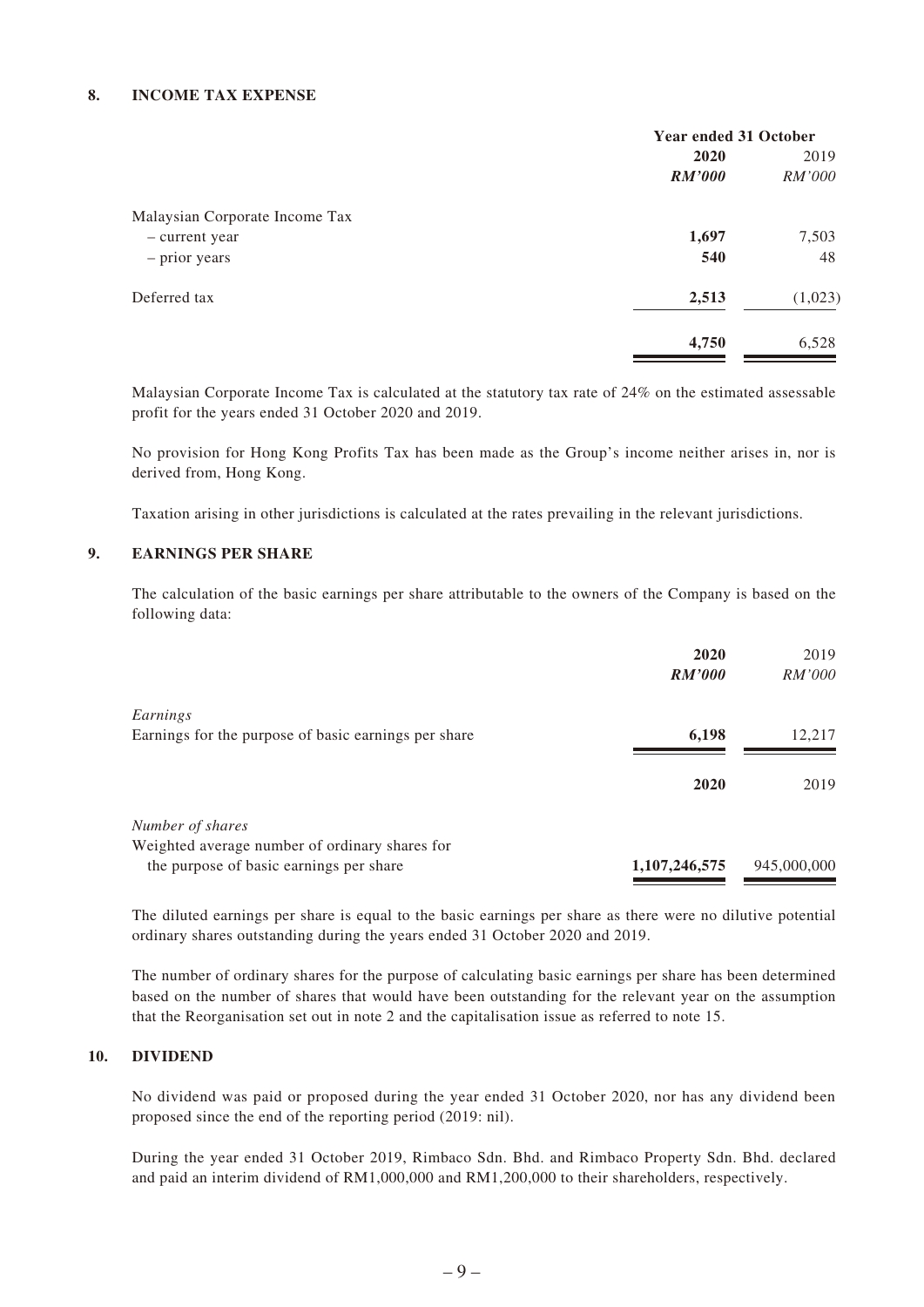## 8. INCOME TAX EXPENSE

| | Year ended 31 October | |
|---|---|---|
| | **2020** | 2019 |
| | ***RM'000*** | *RM'000* |
| Malaysian Corporate Income Tax | | |
| – current year | **1,697** | 7,503 |
| – prior years | **540** | 48 |
| Deferred tax | **2,513** | (1,023) |
| | **4,750** | 6,528 |

Malaysian Corporate Income Tax is calculated at the statutory tax rate of 24% on the estimated assessable profit for the years ended 31 October 2020 and 2019.

No provision for Hong Kong Profits Tax has been made as the Group's income neither arises in, nor is derived from, Hong Kong.

Taxation arising in other jurisdictions is calculated at the rates prevailing in the relevant jurisdictions.

## 9. EARNINGS PER SHARE

The calculation of the basic earnings per share attributable to the owners of the Company is based on the following data:

| | **2020** | 2019 |
|---|---|---|
| | ***RM'000*** | *RM'000* |
| *Earnings* | | |
| Earnings for the purpose of basic earnings per share | **6,198** | 12,217 |

| | **2020** | 2019 |
|---|---|---|
| *Number of shares* | | |
| Weighted average number of ordinary shares for the purpose of basic earnings per share | **1,107,246,575** | 945,000,000 |

The diluted earnings per share is equal to the basic earnings per share as there were no dilutive potential ordinary shares outstanding during the years ended 31 October 2020 and 2019.

The number of ordinary shares for the purpose of calculating basic earnings per share has been determined based on the number of shares that would have been outstanding for the relevant year on the assumption that the Reorganisation set out in note 2 and the capitalisation issue as referred to note 15.

## 10. DIVIDEND

No dividend was paid or proposed during the year ended 31 October 2020, nor has any dividend been proposed since the end of the reporting period (2019: nil).

During the year ended 31 October 2019, Rimbaco Sdn. Bhd. and Rimbaco Property Sdn. Bhd. declared and paid an interim dividend of RM1,000,000 and RM1,200,000 to their shareholders, respectively.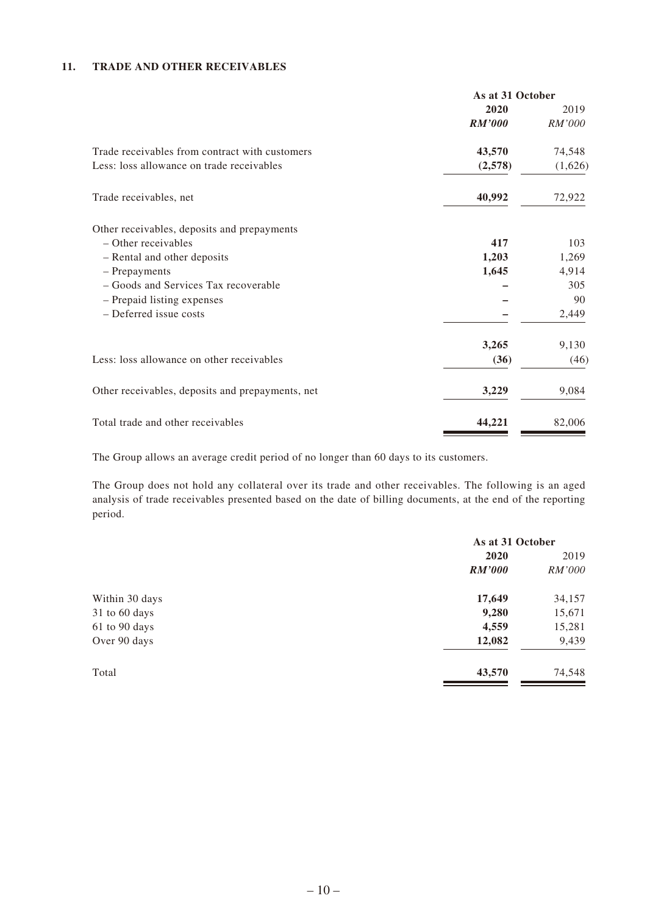### 11. TRADE AND OTHER RECEIVABLES

| | As at 31 October | |
|---|---|---|
| | **2020** | 2019 |
| | ***RM'000*** | *RM'000* |
| Trade receivables from contract with customers | **43,570** | 74,548 |
| Less: loss allowance on trade receivables | **(2,578)** | (1,626) |
| Trade receivables, net | **40,992** | 72,922 |
| Other receivables, deposits and prepayments | | |
| – Other receivables | **417** | 103 |
| – Rental and other deposits | **1,203** | 1,269 |
| – Prepayments | **1,645** | 4,914 |
| – Goods and Services Tax recoverable | **–** | 305 |
| – Prepaid listing expenses | **–** | 90 |
| – Deferred issue costs | **–** | 2,449 |
| | **3,265** | 9,130 |
| Less: loss allowance on other receivables | **(36)** | (46) |
| Other receivables, deposits and prepayments, net | **3,229** | 9,084 |
| Total trade and other receivables | **44,221** | 82,006 |

The Group allows an average credit period of no longer than 60 days to its customers.

The Group does not hold any collateral over its trade and other receivables. The following is an aged analysis of trade receivables presented based on the date of billing documents, at the end of the reporting period.

| | As at 31 October | |
|---|---|---|
| | **2020** | 2019 |
| | ***RM'000*** | *RM'000* |
| Within 30 days | **17,649** | 34,157 |
| 31 to 60 days | **9,280** | 15,671 |
| 61 to 90 days | **4,559** | 15,281 |
| Over 90 days | **12,082** | 9,439 |
| Total | **43,570** | 74,548 |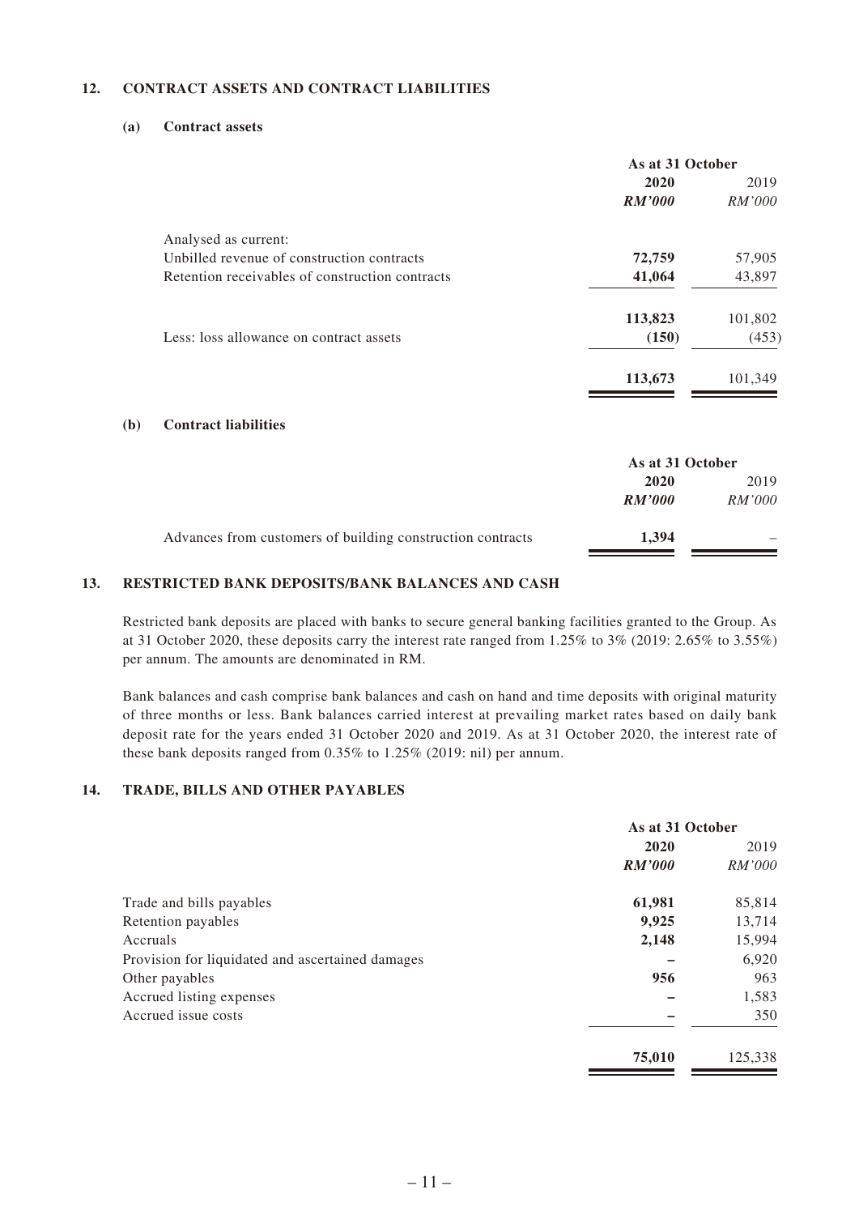## 12. CONTRACT ASSETS AND CONTRACT LIABILITIES

### (a) Contract assets

| | As at 31 October | |
|---|---|---|
| | **2020** | 2019 |
| | ***RM'000*** | *RM'000* |
| Analysed as current: | | |
| Unbilled revenue of construction contracts | **72,759** | 57,905 |
| Retention receivables of construction contracts | **41,064** | 43,897 |
| | **113,823** | 101,802 |
| Less: loss allowance on contract assets | **(150)** | (453) |
| | **113,673** | 101,349 |

### (b) Contract liabilities

| | As at 31 October | |
|---|---|---|
| | **2020** | 2019 |
| | ***RM'000*** | *RM'000* |
| Advances from customers of building construction contracts | **1,394** | – |

## 13. RESTRICTED BANK DEPOSITS/BANK BALANCES AND CASH

Restricted bank deposits are placed with banks to secure general banking facilities granted to the Group. As at 31 October 2020, these deposits carry the interest rate ranged from 1.25% to 3% (2019: 2.65% to 3.55%) per annum. The amounts are denominated in RM.

Bank balances and cash comprise bank balances and cash on hand and time deposits with original maturity of three months or less. Bank balances carried interest at prevailing market rates based on daily bank deposit rate for the years ended 31 October 2020 and 2019. As at 31 October 2020, the interest rate of these bank deposits ranged from 0.35% to 1.25% (2019: nil) per annum.

## 14. TRADE, BILLS AND OTHER PAYABLES

| | As at 31 October | |
|---|---|---|
| | **2020** | 2019 |
| | ***RM'000*** | *RM'000* |
| Trade and bills payables | **61,981** | 85,814 |
| Retention payables | **9,925** | 13,714 |
| Accruals | **2,148** | 15,994 |
| Provision for liquidated and ascertained damages | **–** | 6,920 |
| Other payables | **956** | 963 |
| Accrued listing expenses | **–** | 1,583 |
| Accrued issue costs | **–** | 350 |
| | **75,010** | 125,338 |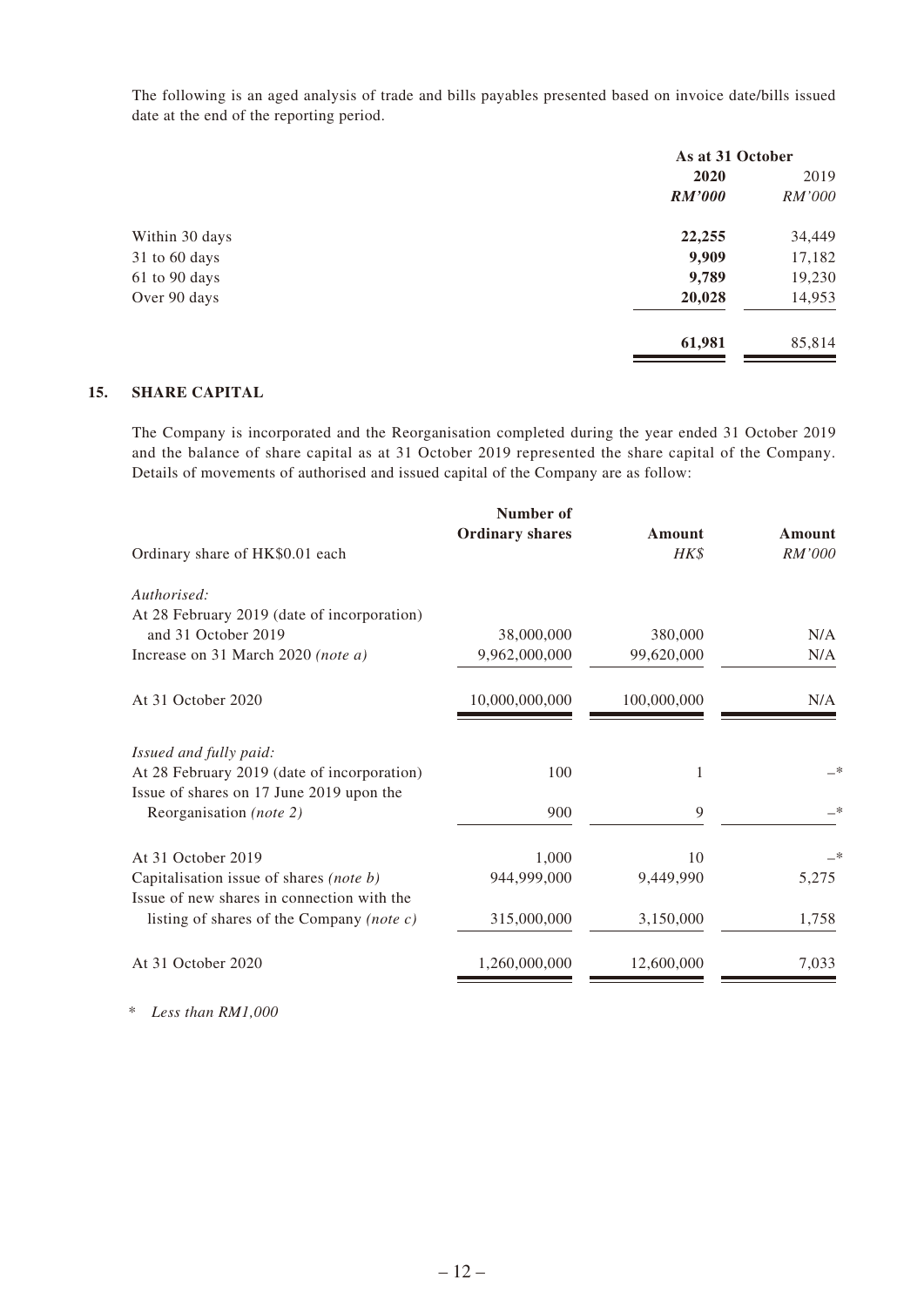The following is an aged analysis of trade and bills payables presented based on invoice date/bills issued date at the end of the reporting period.

| | As at 31 October | |
|---|---|---|
| | **2020** | 2019 |
| | ***RM'000*** | *RM'000* |
| Within 30 days | **22,255** | 34,449 |
| 31 to 60 days | **9,909** | 17,182 |
| 61 to 90 days | **9,789** | 19,230 |
| Over 90 days | **20,028** | 14,953 |
| | **61,981** | 85,814 |

## 15. SHARE CAPITAL

The Company is incorporated and the Reorganisation completed during the year ended 31 October 2019 and the balance of share capital as at 31 October 2019 represented the share capital of the Company. Details of movements of authorised and issued capital of the Company are as follow:

| Ordinary share of HK$0.01 each | Number of Ordinary shares | Amount *HK$* | Amount *RM'000* |
|---|---|---|---|
| *Authorised:* | | | |
| At 28 February 2019 (date of incorporation) and 31 October 2019 | 38,000,000 | 380,000 | N/A |
| Increase on 31 March 2020 *(note a)* | 9,962,000,000 | 99,620,000 | N/A |
| At 31 October 2020 | 10,000,000,000 | 100,000,000 | N/A |
| *Issued and fully paid:* | | | |
| At 28 February 2019 (date of incorporation) | 100 | 1 | –* |
| Issue of shares on 17 June 2019 upon the Reorganisation *(note 2)* | 900 | 9 | –* |
| At 31 October 2019 | 1,000 | 10 | –* |
| Capitalisation issue of shares *(note b)* | 944,999,000 | 9,449,990 | 5,275 |
| Issue of new shares in connection with the listing of shares of the Company *(note c)* | 315,000,000 | 3,150,000 | 1,758 |
| At 31 October 2020 | 1,260,000,000 | 12,600,000 | 7,033 |

\* *Less than RM1,000*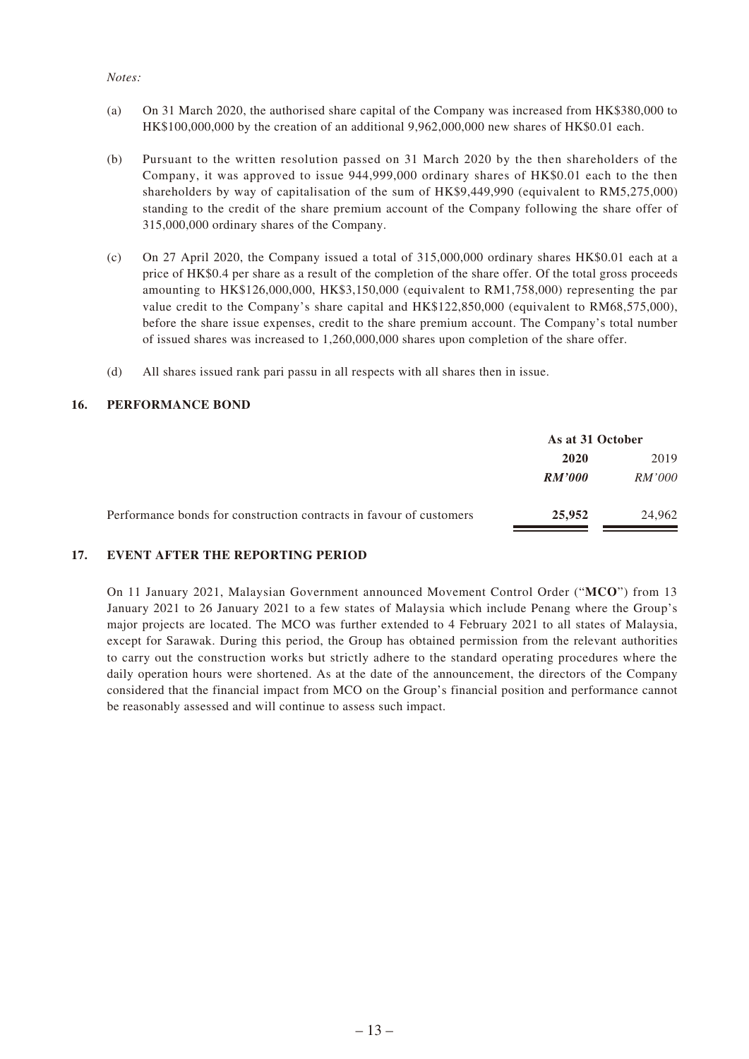*Notes:*

(a) On 31 March 2020, the authorised share capital of the Company was increased from HK$380,000 to HK$100,000,000 by the creation of an additional 9,962,000,000 new shares of HK$0.01 each.

(b) Pursuant to the written resolution passed on 31 March 2020 by the then shareholders of the Company, it was approved to issue 944,999,000 ordinary shares of HK$0.01 each to the then shareholders by way of capitalisation of the sum of HK$9,449,990 (equivalent to RM5,275,000) standing to the credit of the share premium account of the Company following the share offer of 315,000,000 ordinary shares of the Company.

(c) On 27 April 2020, the Company issued a total of 315,000,000 ordinary shares HK$0.01 each at a price of HK$0.4 per share as a result of the completion of the share offer. Of the total gross proceeds amounting to HK$126,000,000, HK$3,150,000 (equivalent to RM1,758,000) representing the par value credit to the Company's share capital and HK$122,850,000 (equivalent to RM68,575,000), before the share issue expenses, credit to the share premium account. The Company's total number of issued shares was increased to 1,260,000,000 shares upon completion of the share offer.

(d) All shares issued rank pari passu in all respects with all shares then in issue.

## 16. PERFORMANCE BOND

| | As at 31 October | |
|---|---|---|
| | **2020** | 2019 |
| | ***RM'000*** | *RM'000* |
| Performance bonds for construction contracts in favour of customers | **25,952** | 24,962 |

## 17. EVENT AFTER THE REPORTING PERIOD

On 11 January 2021, Malaysian Government announced Movement Control Order ("**MCO**") from 13 January 2021 to 26 January 2021 to a few states of Malaysia which include Penang where the Group's major projects are located. The MCO was further extended to 4 February 2021 to all states of Malaysia, except for Sarawak. During this period, the Group has obtained permission from the relevant authorities to carry out the construction works but strictly adhere to the standard operating procedures where the daily operation hours were shortened. As at the date of the announcement, the directors of the Company considered that the financial impact from MCO on the Group's financial position and performance cannot be reasonably assessed and will continue to assess such impact.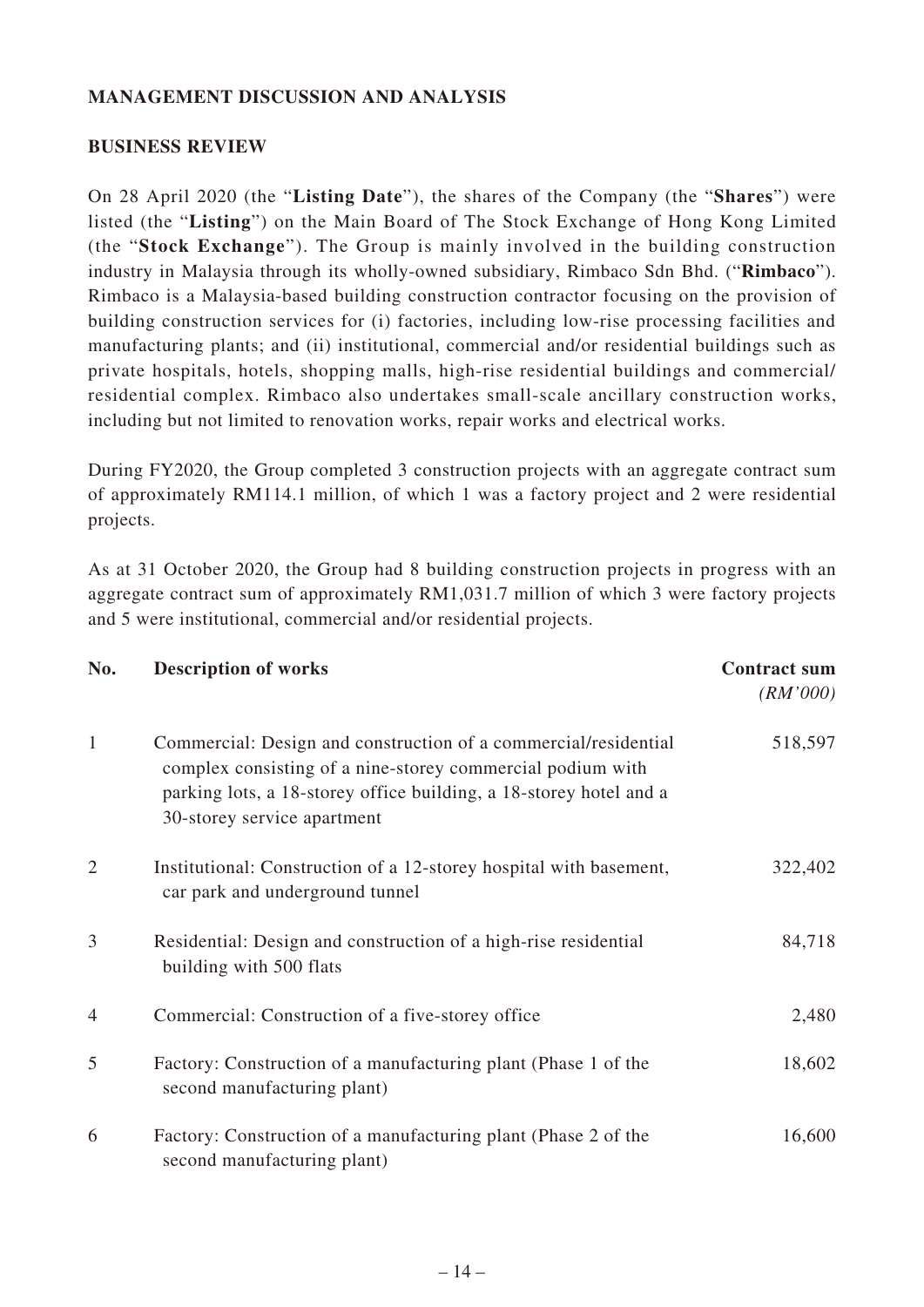## MANAGEMENT DISCUSSION AND ANALYSIS

### BUSINESS REVIEW

On 28 April 2020 (the "**Listing Date**"), the shares of the Company (the "**Shares**") were listed (the "**Listing**") on the Main Board of The Stock Exchange of Hong Kong Limited (the "**Stock Exchange**"). The Group is mainly involved in the building construction industry in Malaysia through its wholly-owned subsidiary, Rimbaco Sdn Bhd. ("**Rimbaco**"). Rimbaco is a Malaysia-based building construction contractor focusing on the provision of building construction services for (i) factories, including low-rise processing facilities and manufacturing plants; and (ii) institutional, commercial and/or residential buildings such as private hospitals, hotels, shopping malls, high-rise residential buildings and commercial/ residential complex. Rimbaco also undertakes small-scale ancillary construction works, including but not limited to renovation works, repair works and electrical works.

During FY2020, the Group completed 3 construction projects with an aggregate contract sum of approximately RM114.1 million, of which 1 was a factory project and 2 were residential projects.

As at 31 October 2020, the Group had 8 building construction projects in progress with an aggregate contract sum of approximately RM1,031.7 million of which 3 were factory projects and 5 were institutional, commercial and/or residential projects.

| No. | Description of works | Contract sum *(RM'000)* |
|---|---|---|
| 1 | Commercial: Design and construction of a commercial/residential complex consisting of a nine-storey commercial podium with parking lots, a 18-storey office building, a 18-storey hotel and a 30-storey service apartment | 518,597 |
| 2 | Institutional: Construction of a 12-storey hospital with basement, car park and underground tunnel | 322,402 |
| 3 | Residential: Design and construction of a high-rise residential building with 500 flats | 84,718 |
| 4 | Commercial: Construction of a five-storey office | 2,480 |
| 5 | Factory: Construction of a manufacturing plant (Phase 1 of the second manufacturing plant) | 18,602 |
| 6 | Factory: Construction of a manufacturing plant (Phase 2 of the second manufacturing plant) | 16,600 |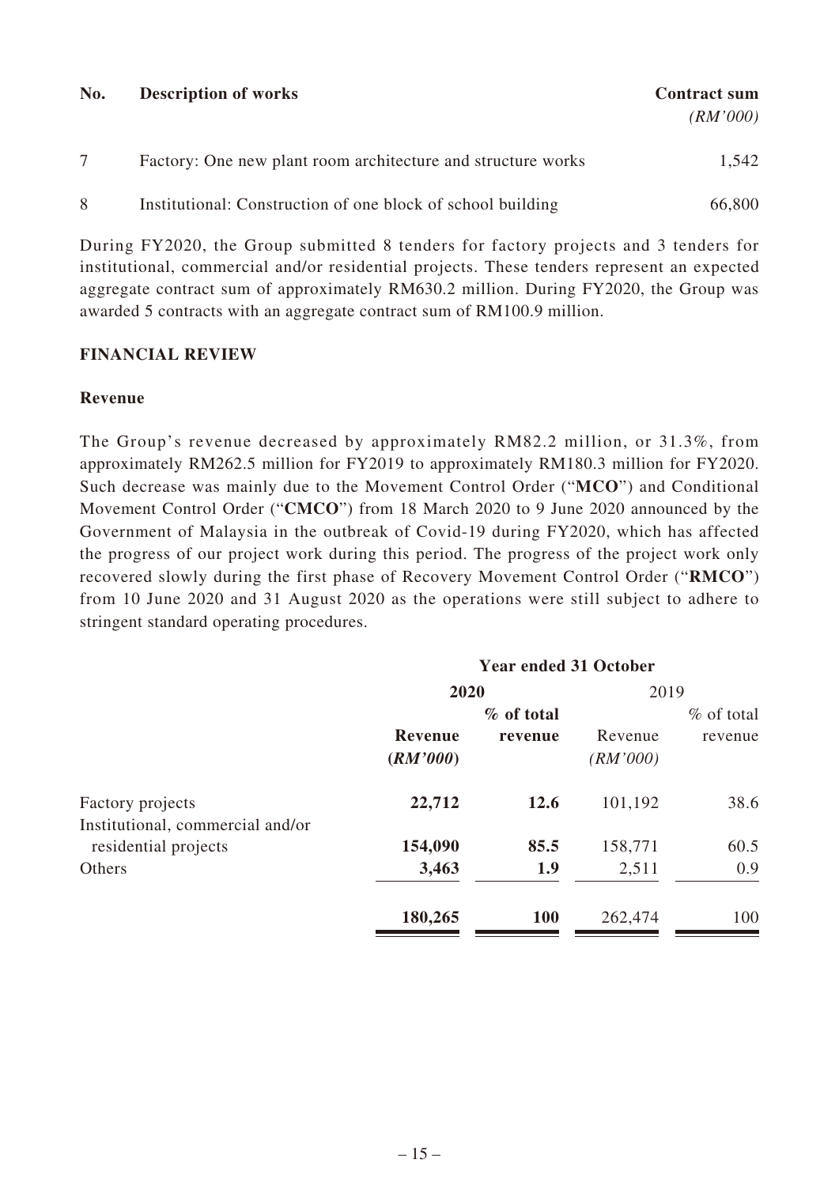| No. | Description of works | Contract sum *(RM'000)* |
|---|---|---|
| 7 | Factory: One new plant room architecture and structure works | 1,542 |
| 8 | Institutional: Construction of one block of school building | 66,800 |

During FY2020, the Group submitted 8 tenders for factory projects and 3 tenders for institutional, commercial and/or residential projects. These tenders represent an expected aggregate contract sum of approximately RM630.2 million. During FY2020, the Group was awarded 5 contracts with an aggregate contract sum of RM100.9 million.

## FINANCIAL REVIEW

### Revenue

The Group's revenue decreased by approximately RM82.2 million, or 31.3%, from approximately RM262.5 million for FY2019 to approximately RM180.3 million for FY2020. Such decrease was mainly due to the Movement Control Order ("**MCO**") and Conditional Movement Control Order ("**CMCO**") from 18 March 2020 to 9 June 2020 announced by the Government of Malaysia in the outbreak of Covid-19 during FY2020, which has affected the progress of our project work during this period. The progress of the project work only recovered slowly during the first phase of Recovery Movement Control Order ("**RMCO**") from 10 June 2020 and 31 August 2020 as the operations were still subject to adhere to stringent standard operating procedures.

| | **Year ended 31 October** | | | |
|---|---|---|---|---|
| | **2020** | | 2019 | |
| | **Revenue (*RM'000*)** | **% of total revenue** | Revenue *(RM'000)* | % of total revenue |
| Factory projects | **22,712** | **12.6** | 101,192 | 38.6 |
| Institutional, commercial and/or residential projects | **154,090** | **85.5** | 158,771 | 60.5 |
| Others | **3,463** | **1.9** | 2,511 | 0.9 |
| | **180,265** | **100** | 262,474 | 100 |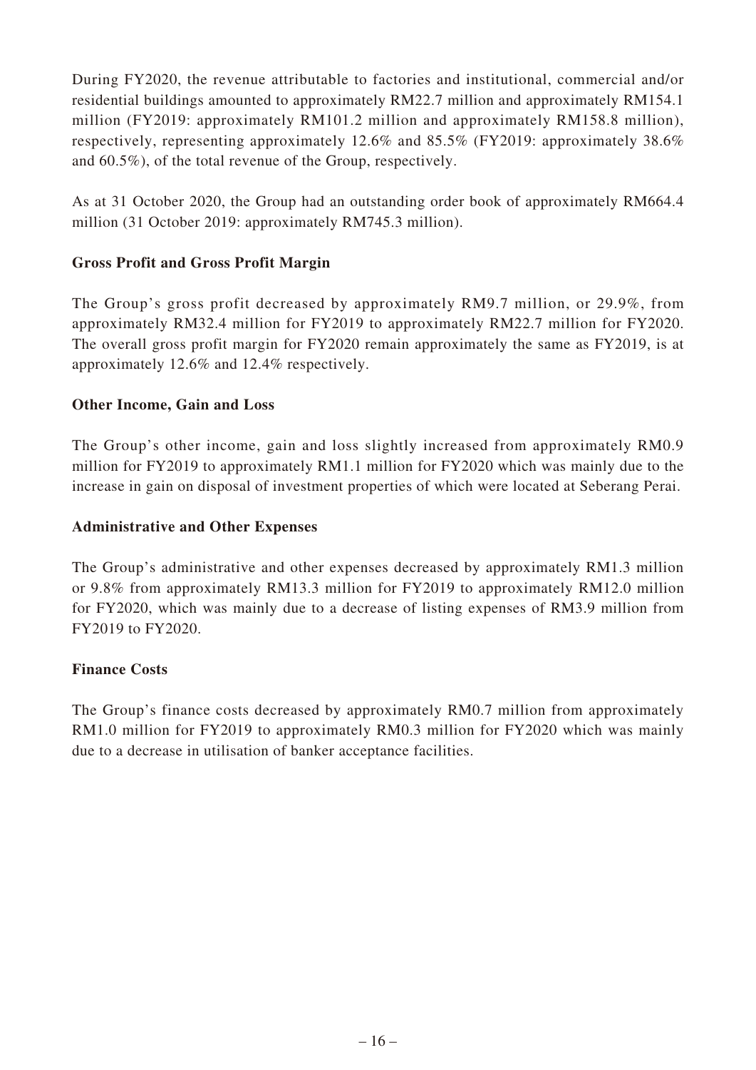During FY2020, the revenue attributable to factories and institutional, commercial and/or residential buildings amounted to approximately RM22.7 million and approximately RM154.1 million (FY2019: approximately RM101.2 million and approximately RM158.8 million), respectively, representing approximately 12.6% and 85.5% (FY2019: approximately 38.6% and 60.5%), of the total revenue of the Group, respectively.

As at 31 October 2020, the Group had an outstanding order book of approximately RM664.4 million (31 October 2019: approximately RM745.3 million).

**Gross Profit and Gross Profit Margin**

The Group's gross profit decreased by approximately RM9.7 million, or 29.9%, from approximately RM32.4 million for FY2019 to approximately RM22.7 million for FY2020. The overall gross profit margin for FY2020 remain approximately the same as FY2019, is at approximately 12.6% and 12.4% respectively.

**Other Income, Gain and Loss**

The Group's other income, gain and loss slightly increased from approximately RM0.9 million for FY2019 to approximately RM1.1 million for FY2020 which was mainly due to the increase in gain on disposal of investment properties of which were located at Seberang Perai.

**Administrative and Other Expenses**

The Group's administrative and other expenses decreased by approximately RM1.3 million or 9.8% from approximately RM13.3 million for FY2019 to approximately RM12.0 million for FY2020, which was mainly due to a decrease of listing expenses of RM3.9 million from FY2019 to FY2020.

**Finance Costs**

The Group's finance costs decreased by approximately RM0.7 million from approximately RM1.0 million for FY2019 to approximately RM0.3 million for FY2020 which was mainly due to a decrease in utilisation of banker acceptance facilities.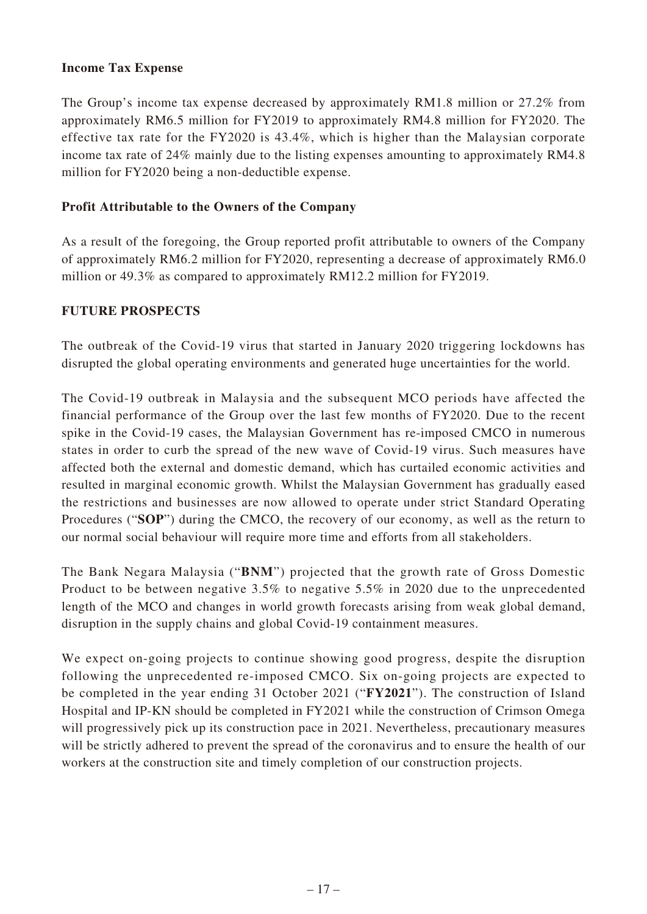**Income Tax Expense**

The Group's income tax expense decreased by approximately RM1.8 million or 27.2% from approximately RM6.5 million for FY2019 to approximately RM4.8 million for FY2020. The effective tax rate for the FY2020 is 43.4%, which is higher than the Malaysian corporate income tax rate of 24% mainly due to the listing expenses amounting to approximately RM4.8 million for FY2020 being a non-deductible expense.

**Profit Attributable to the Owners of the Company**

As a result of the foregoing, the Group reported profit attributable to owners of the Company of approximately RM6.2 million for FY2020, representing a decrease of approximately RM6.0 million or 49.3% as compared to approximately RM12.2 million for FY2019.

**FUTURE PROSPECTS**

The outbreak of the Covid-19 virus that started in January 2020 triggering lockdowns has disrupted the global operating environments and generated huge uncertainties for the world.

The Covid-19 outbreak in Malaysia and the subsequent MCO periods have affected the financial performance of the Group over the last few months of FY2020. Due to the recent spike in the Covid-19 cases, the Malaysian Government has re-imposed CMCO in numerous states in order to curb the spread of the new wave of Covid-19 virus. Such measures have affected both the external and domestic demand, which has curtailed economic activities and resulted in marginal economic growth. Whilst the Malaysian Government has gradually eased the restrictions and businesses are now allowed to operate under strict Standard Operating Procedures ("**SOP**") during the CMCO, the recovery of our economy, as well as the return to our normal social behaviour will require more time and efforts from all stakeholders.

The Bank Negara Malaysia ("**BNM**") projected that the growth rate of Gross Domestic Product to be between negative 3.5% to negative 5.5% in 2020 due to the unprecedented length of the MCO and changes in world growth forecasts arising from weak global demand, disruption in the supply chains and global Covid-19 containment measures.

We expect on-going projects to continue showing good progress, despite the disruption following the unprecedented re-imposed CMCO. Six on-going projects are expected to be completed in the year ending 31 October 2021 ("**FY2021**"). The construction of Island Hospital and IP-KN should be completed in FY2021 while the construction of Crimson Omega will progressively pick up its construction pace in 2021. Nevertheless, precautionary measures will be strictly adhered to prevent the spread of the coronavirus and to ensure the health of our workers at the construction site and timely completion of our construction projects.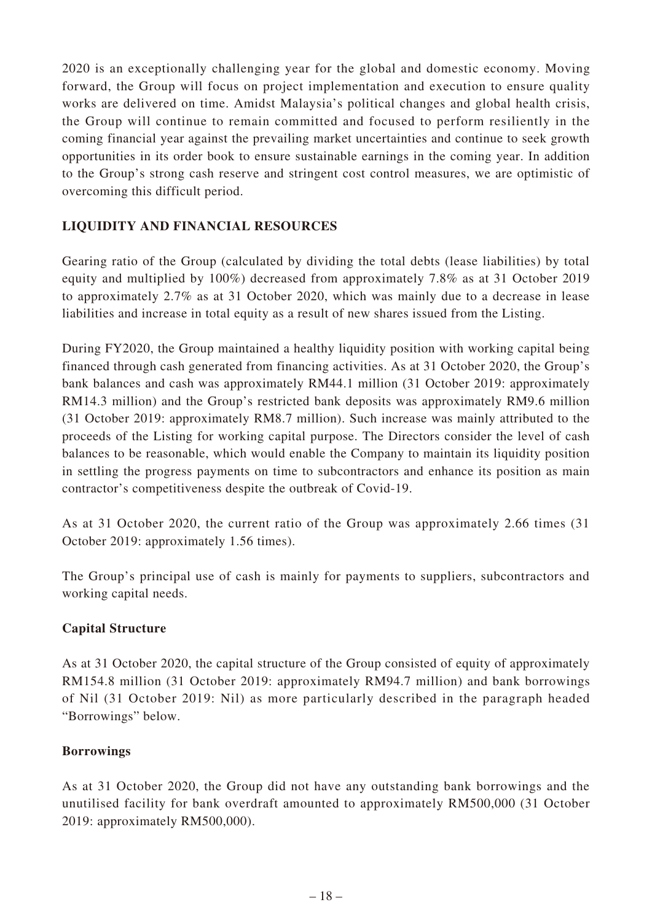2020 is an exceptionally challenging year for the global and domestic economy. Moving forward, the Group will focus on project implementation and execution to ensure quality works are delivered on time. Amidst Malaysia's political changes and global health crisis, the Group will continue to remain committed and focused to perform resiliently in the coming financial year against the prevailing market uncertainties and continue to seek growth opportunities in its order book to ensure sustainable earnings in the coming year. In addition to the Group's strong cash reserve and stringent cost control measures, we are optimistic of overcoming this difficult period.

## LIQUIDITY AND FINANCIAL RESOURCES

Gearing ratio of the Group (calculated by dividing the total debts (lease liabilities) by total equity and multiplied by 100%) decreased from approximately 7.8% as at 31 October 2019 to approximately 2.7% as at 31 October 2020, which was mainly due to a decrease in lease liabilities and increase in total equity as a result of new shares issued from the Listing.

During FY2020, the Group maintained a healthy liquidity position with working capital being financed through cash generated from financing activities. As at 31 October 2020, the Group's bank balances and cash was approximately RM44.1 million (31 October 2019: approximately RM14.3 million) and the Group's restricted bank deposits was approximately RM9.6 million (31 October 2019: approximately RM8.7 million). Such increase was mainly attributed to the proceeds of the Listing for working capital purpose. The Directors consider the level of cash balances to be reasonable, which would enable the Company to maintain its liquidity position in settling the progress payments on time to subcontractors and enhance its position as main contractor's competitiveness despite the outbreak of Covid-19.

As at 31 October 2020, the current ratio of the Group was approximately 2.66 times (31 October 2019: approximately 1.56 times).

The Group's principal use of cash is mainly for payments to suppliers, subcontractors and working capital needs.

### Capital Structure

As at 31 October 2020, the capital structure of the Group consisted of equity of approximately RM154.8 million (31 October 2019: approximately RM94.7 million) and bank borrowings of Nil (31 October 2019: Nil) as more particularly described in the paragraph headed "Borrowings" below.

### Borrowings

As at 31 October 2020, the Group did not have any outstanding bank borrowings and the unutilised facility for bank overdraft amounted to approximately RM500,000 (31 October 2019: approximately RM500,000).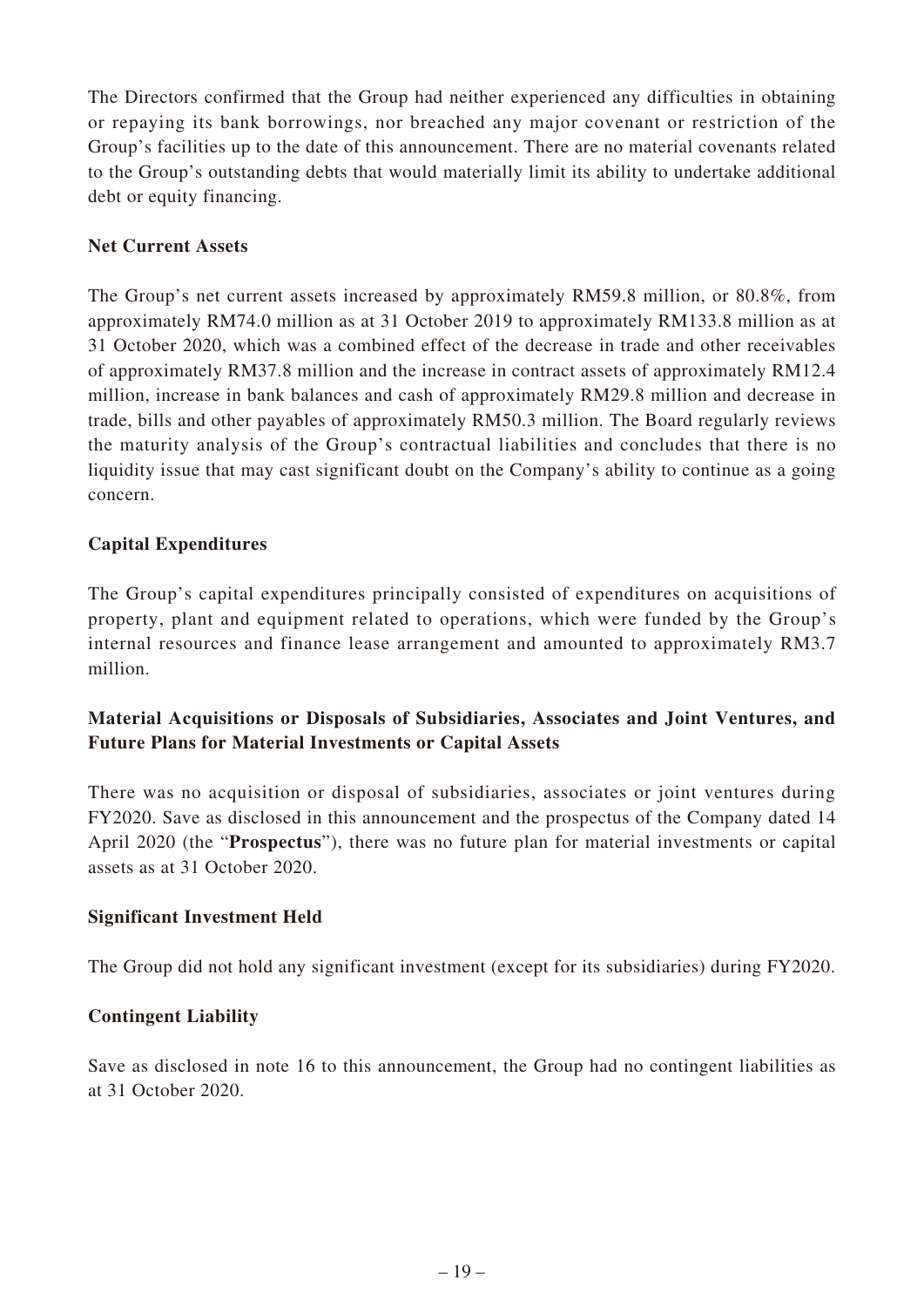The Directors confirmed that the Group had neither experienced any difficulties in obtaining or repaying its bank borrowings, nor breached any major covenant or restriction of the Group's facilities up to the date of this announcement. There are no material covenants related to the Group's outstanding debts that would materially limit its ability to undertake additional debt or equity financing.

**Net Current Assets**

The Group's net current assets increased by approximately RM59.8 million, or 80.8%, from approximately RM74.0 million as at 31 October 2019 to approximately RM133.8 million as at 31 October 2020, which was a combined effect of the decrease in trade and other receivables of approximately RM37.8 million and the increase in contract assets of approximately RM12.4 million, increase in bank balances and cash of approximately RM29.8 million and decrease in trade, bills and other payables of approximately RM50.3 million. The Board regularly reviews the maturity analysis of the Group's contractual liabilities and concludes that there is no liquidity issue that may cast significant doubt on the Company's ability to continue as a going concern.

**Capital Expenditures**

The Group's capital expenditures principally consisted of expenditures on acquisitions of property, plant and equipment related to operations, which were funded by the Group's internal resources and finance lease arrangement and amounted to approximately RM3.7 million.

**Material Acquisitions or Disposals of Subsidiaries, Associates and Joint Ventures, and Future Plans for Material Investments or Capital Assets**

There was no acquisition or disposal of subsidiaries, associates or joint ventures during FY2020. Save as disclosed in this announcement and the prospectus of the Company dated 14 April 2020 (the "**Prospectus**"), there was no future plan for material investments or capital assets as at 31 October 2020.

**Significant Investment Held**

The Group did not hold any significant investment (except for its subsidiaries) during FY2020.

**Contingent Liability**

Save as disclosed in note 16 to this announcement, the Group had no contingent liabilities as at 31 October 2020.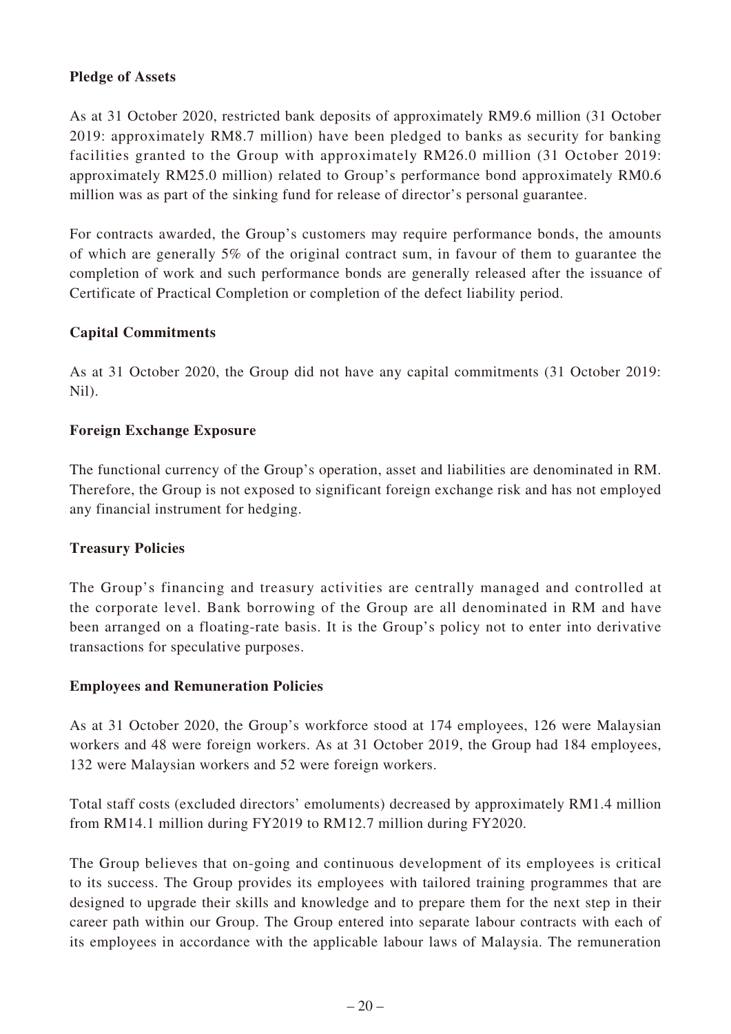**Pledge of Assets**

As at 31 October 2020, restricted bank deposits of approximately RM9.6 million (31 October 2019: approximately RM8.7 million) have been pledged to banks as security for banking facilities granted to the Group with approximately RM26.0 million (31 October 2019: approximately RM25.0 million) related to Group's performance bond approximately RM0.6 million was as part of the sinking fund for release of director's personal guarantee.

For contracts awarded, the Group's customers may require performance bonds, the amounts of which are generally 5% of the original contract sum, in favour of them to guarantee the completion of work and such performance bonds are generally released after the issuance of Certificate of Practical Completion or completion of the defect liability period.

**Capital Commitments**

As at 31 October 2020, the Group did not have any capital commitments (31 October 2019: Nil).

**Foreign Exchange Exposure**

The functional currency of the Group's operation, asset and liabilities are denominated in RM. Therefore, the Group is not exposed to significant foreign exchange risk and has not employed any financial instrument for hedging.

**Treasury Policies**

The Group's financing and treasury activities are centrally managed and controlled at the corporate level. Bank borrowing of the Group are all denominated in RM and have been arranged on a floating-rate basis. It is the Group's policy not to enter into derivative transactions for speculative purposes.

**Employees and Remuneration Policies**

As at 31 October 2020, the Group's workforce stood at 174 employees, 126 were Malaysian workers and 48 were foreign workers. As at 31 October 2019, the Group had 184 employees, 132 were Malaysian workers and 52 were foreign workers.

Total staff costs (excluded directors' emoluments) decreased by approximately RM1.4 million from RM14.1 million during FY2019 to RM12.7 million during FY2020.

The Group believes that on-going and continuous development of its employees is critical to its success. The Group provides its employees with tailored training programmes that are designed to upgrade their skills and knowledge and to prepare them for the next step in their career path within our Group. The Group entered into separate labour contracts with each of its employees in accordance with the applicable labour laws of Malaysia. The remuneration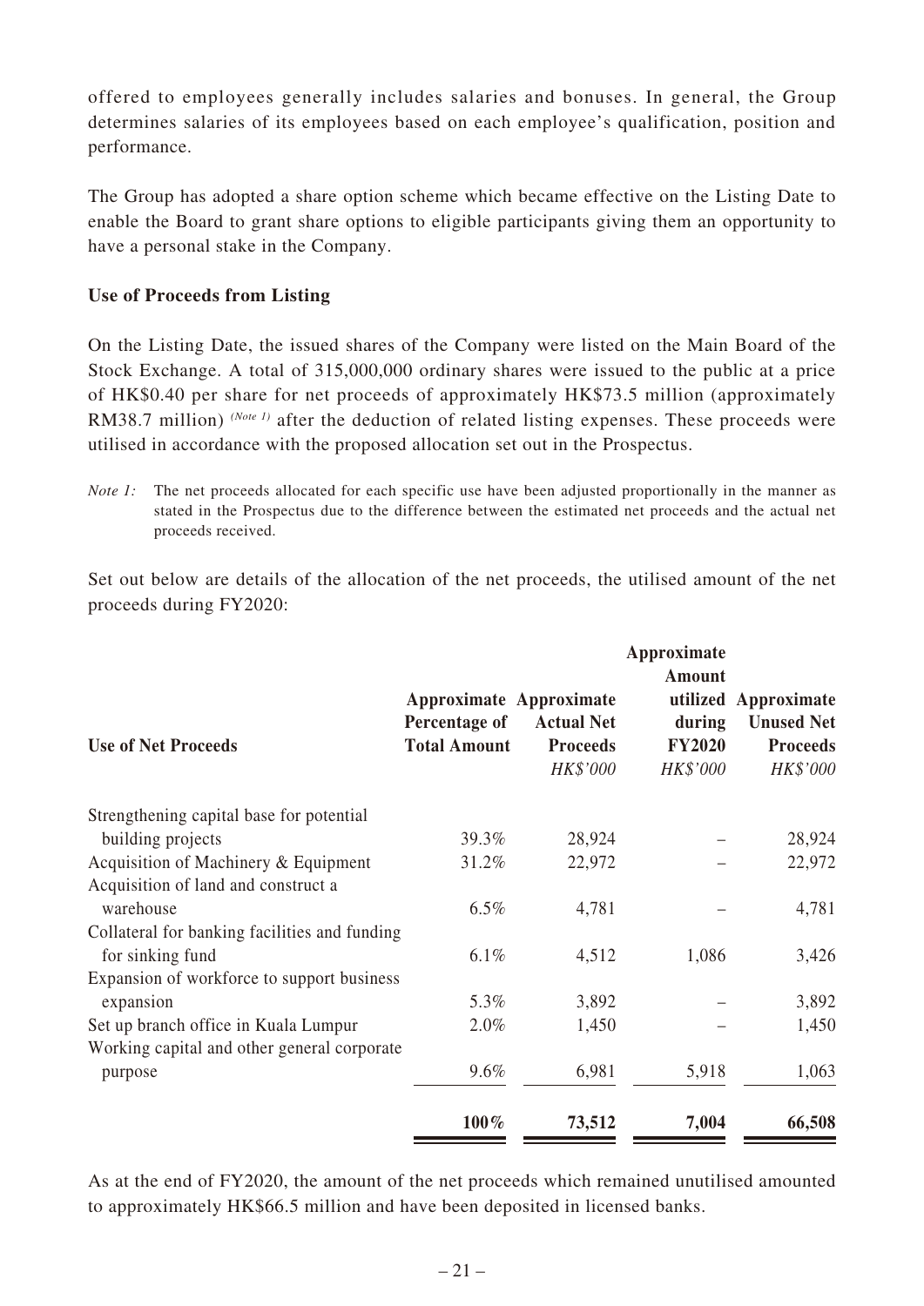offered to employees generally includes salaries and bonuses. In general, the Group determines salaries of its employees based on each employee's qualification, position and performance.

The Group has adopted a share option scheme which became effective on the Listing Date to enable the Board to grant share options to eligible participants giving them an opportunity to have a personal stake in the Company.

**Use of Proceeds from Listing**

On the Listing Date, the issued shares of the Company were listed on the Main Board of the Stock Exchange. A total of 315,000,000 ordinary shares were issued to the public at a price of HK$0.40 per share for net proceeds of approximately HK$73.5 million (approximately RM38.7 million) *(Note 1)* after the deduction of related listing expenses. These proceeds were utilised in accordance with the proposed allocation set out in the Prospectus.

*Note 1:* The net proceeds allocated for each specific use have been adjusted proportionally in the manner as stated in the Prospectus due to the difference between the estimated net proceeds and the actual net proceeds received.

Set out below are details of the allocation of the net proceeds, the utilised amount of the net proceeds during FY2020:

| Use of Net Proceeds | Approximate Percentage of Total Amount | Approximate Actual Net Proceeds | Approximate Amount utilized during FY2020 | Approximate Unused Net Proceeds |
|---|---|---|---|---|
| | | *HK$'000* | *HK$'000* | *HK$'000* |
| Strengthening capital base for potential building projects | 39.3% | 28,924 | – | 28,924 |
| Acquisition of Machinery & Equipment | 31.2% | 22,972 | – | 22,972 |
| Acquisition of land and construct a warehouse | 6.5% | 4,781 | – | 4,781 |
| Collateral for banking facilities and funding for sinking fund | 6.1% | 4,512 | 1,086 | 3,426 |
| Expansion of workforce to support business expansion | 5.3% | 3,892 | – | 3,892 |
| Set up branch office in Kuala Lumpur | 2.0% | 1,450 | – | 1,450 |
| Working capital and other general corporate purpose | 9.6% | 6,981 | 5,918 | 1,063 |
| | **100%** | **73,512** | **7,004** | **66,508** |

As at the end of FY2020, the amount of the net proceeds which remained unutilised amounted to approximately HK$66.5 million and have been deposited in licensed banks.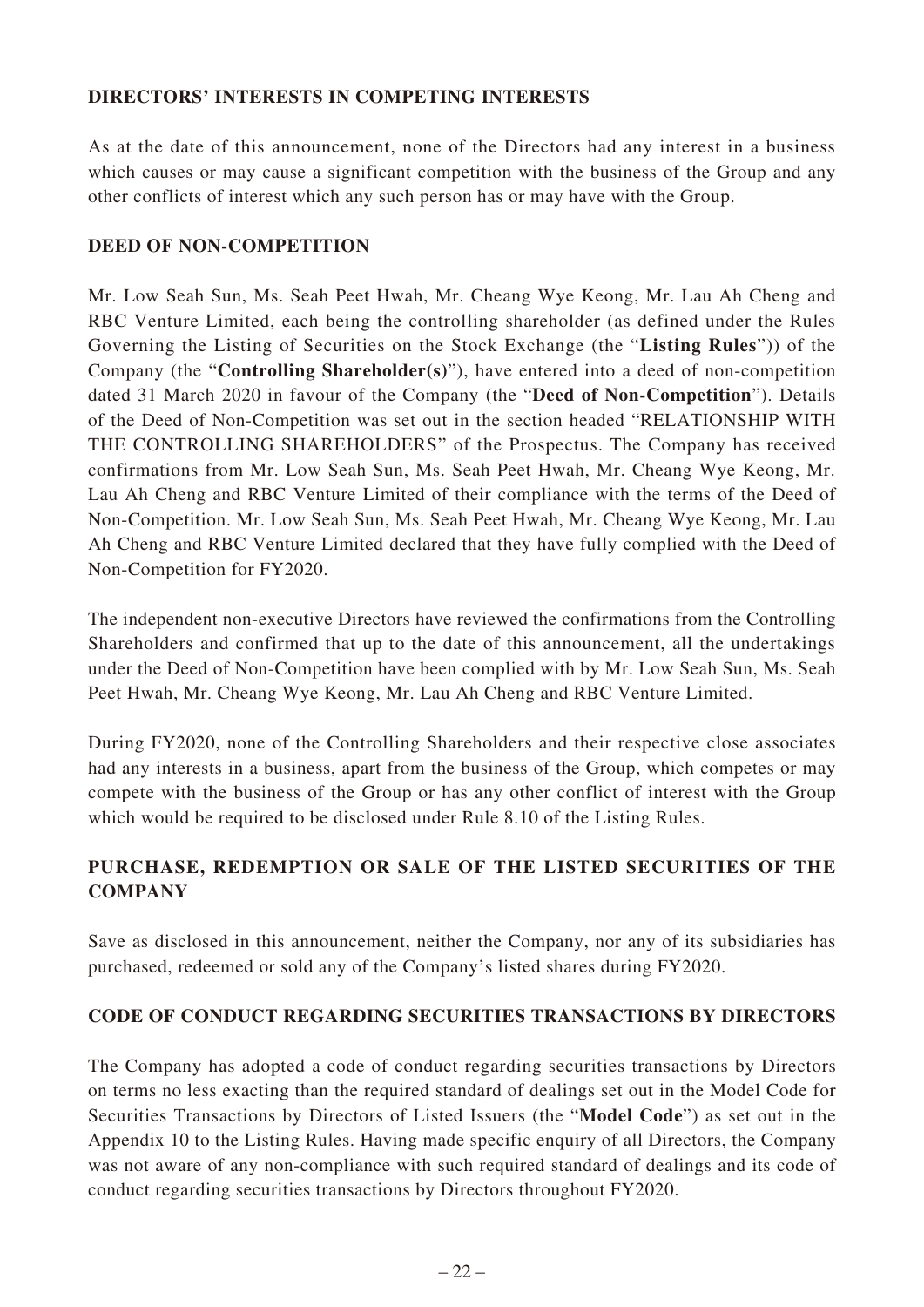## DIRECTORS' INTERESTS IN COMPETING INTERESTS

As at the date of this announcement, none of the Directors had any interest in a business which causes or may cause a significant competition with the business of the Group and any other conflicts of interest which any such person has or may have with the Group.

## DEED OF NON-COMPETITION

Mr. Low Seah Sun, Ms. Seah Peet Hwah, Mr. Cheang Wye Keong, Mr. Lau Ah Cheng and RBC Venture Limited, each being the controlling shareholder (as defined under the Rules Governing the Listing of Securities on the Stock Exchange (the "**Listing Rules**")) of the Company (the "**Controlling Shareholder(s)**"), have entered into a deed of non-competition dated 31 March 2020 in favour of the Company (the "**Deed of Non-Competition**"). Details of the Deed of Non-Competition was set out in the section headed "RELATIONSHIP WITH THE CONTROLLING SHAREHOLDERS" of the Prospectus. The Company has received confirmations from Mr. Low Seah Sun, Ms. Seah Peet Hwah, Mr. Cheang Wye Keong, Mr. Lau Ah Cheng and RBC Venture Limited of their compliance with the terms of the Deed of Non-Competition. Mr. Low Seah Sun, Ms. Seah Peet Hwah, Mr. Cheang Wye Keong, Mr. Lau Ah Cheng and RBC Venture Limited declared that they have fully complied with the Deed of Non-Competition for FY2020.

The independent non-executive Directors have reviewed the confirmations from the Controlling Shareholders and confirmed that up to the date of this announcement, all the undertakings under the Deed of Non-Competition have been complied with by Mr. Low Seah Sun, Ms. Seah Peet Hwah, Mr. Cheang Wye Keong, Mr. Lau Ah Cheng and RBC Venture Limited.

During FY2020, none of the Controlling Shareholders and their respective close associates had any interests in a business, apart from the business of the Group, which competes or may compete with the business of the Group or has any other conflict of interest with the Group which would be required to be disclosed under Rule 8.10 of the Listing Rules.

## PURCHASE, REDEMPTION OR SALE OF THE LISTED SECURITIES OF THE COMPANY

Save as disclosed in this announcement, neither the Company, nor any of its subsidiaries has purchased, redeemed or sold any of the Company's listed shares during FY2020.

## CODE OF CONDUCT REGARDING SECURITIES TRANSACTIONS BY DIRECTORS

The Company has adopted a code of conduct regarding securities transactions by Directors on terms no less exacting than the required standard of dealings set out in the Model Code for Securities Transactions by Directors of Listed Issuers (the "**Model Code**") as set out in the Appendix 10 to the Listing Rules. Having made specific enquiry of all Directors, the Company was not aware of any non-compliance with such required standard of dealings and its code of conduct regarding securities transactions by Directors throughout FY2020.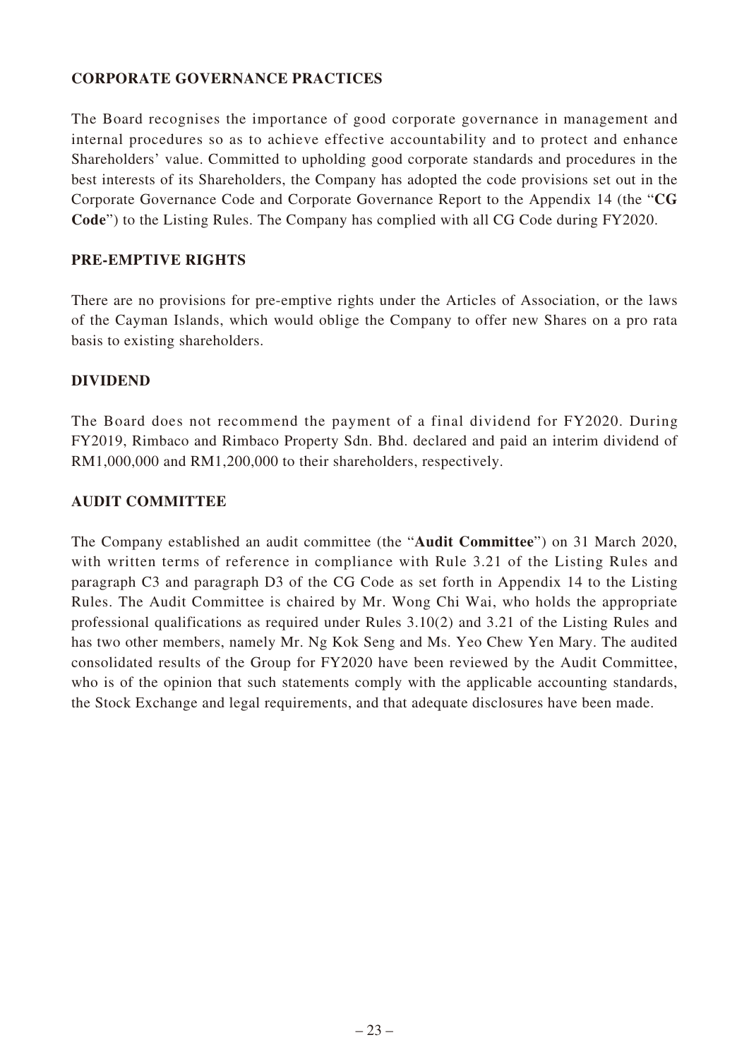## CORPORATE GOVERNANCE PRACTICES

The Board recognises the importance of good corporate governance in management and internal procedures so as to achieve effective accountability and to protect and enhance Shareholders' value. Committed to upholding good corporate standards and procedures in the best interests of its Shareholders, the Company has adopted the code provisions set out in the Corporate Governance Code and Corporate Governance Report to the Appendix 14 (the "**CG Code**") to the Listing Rules. The Company has complied with all CG Code during FY2020.

## PRE-EMPTIVE RIGHTS

There are no provisions for pre-emptive rights under the Articles of Association, or the laws of the Cayman Islands, which would oblige the Company to offer new Shares on a pro rata basis to existing shareholders.

## DIVIDEND

The Board does not recommend the payment of a final dividend for FY2020. During FY2019, Rimbaco and Rimbaco Property Sdn. Bhd. declared and paid an interim dividend of RM1,000,000 and RM1,200,000 to their shareholders, respectively.

## AUDIT COMMITTEE

The Company established an audit committee (the "**Audit Committee**") on 31 March 2020, with written terms of reference in compliance with Rule 3.21 of the Listing Rules and paragraph C3 and paragraph D3 of the CG Code as set forth in Appendix 14 to the Listing Rules. The Audit Committee is chaired by Mr. Wong Chi Wai, who holds the appropriate professional qualifications as required under Rules 3.10(2) and 3.21 of the Listing Rules and has two other members, namely Mr. Ng Kok Seng and Ms. Yeo Chew Yen Mary. The audited consolidated results of the Group for FY2020 have been reviewed by the Audit Committee, who is of the opinion that such statements comply with the applicable accounting standards, the Stock Exchange and legal requirements, and that adequate disclosures have been made.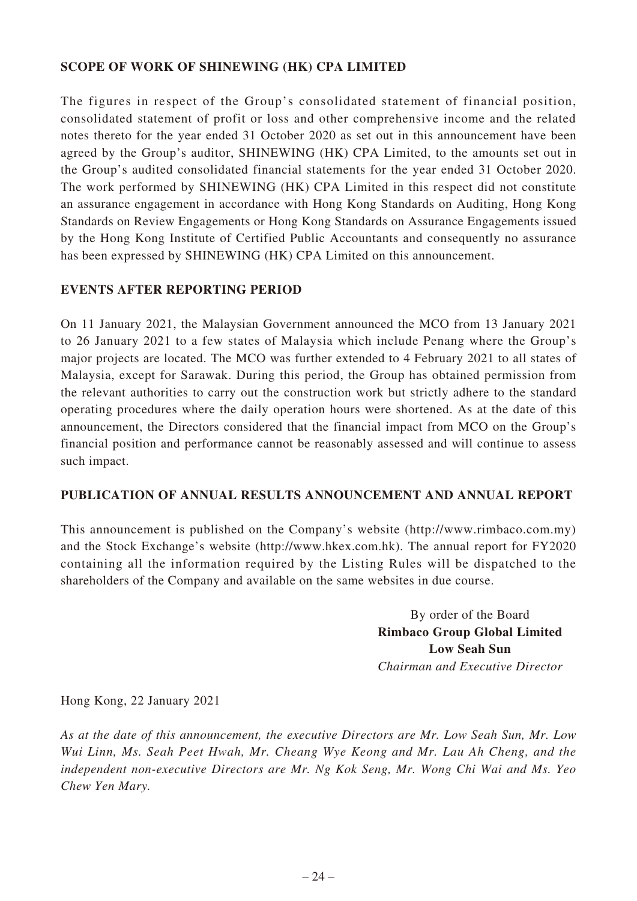## SCOPE OF WORK OF SHINEWING (HK) CPA LIMITED

The figures in respect of the Group's consolidated statement of financial position, consolidated statement of profit or loss and other comprehensive income and the related notes thereto for the year ended 31 October 2020 as set out in this announcement have been agreed by the Group's auditor, SHINEWING (HK) CPA Limited, to the amounts set out in the Group's audited consolidated financial statements for the year ended 31 October 2020. The work performed by SHINEWING (HK) CPA Limited in this respect did not constitute an assurance engagement in accordance with Hong Kong Standards on Auditing, Hong Kong Standards on Review Engagements or Hong Kong Standards on Assurance Engagements issued by the Hong Kong Institute of Certified Public Accountants and consequently no assurance has been expressed by SHINEWING (HK) CPA Limited on this announcement.

## EVENTS AFTER REPORTING PERIOD

On 11 January 2021, the Malaysian Government announced the MCO from 13 January 2021 to 26 January 2021 to a few states of Malaysia which include Penang where the Group's major projects are located. The MCO was further extended to 4 February 2021 to all states of Malaysia, except for Sarawak. During this period, the Group has obtained permission from the relevant authorities to carry out the construction work but strictly adhere to the standard operating procedures where the daily operation hours were shortened. As at the date of this announcement, the Directors considered that the financial impact from MCO on the Group's financial position and performance cannot be reasonably assessed and will continue to assess such impact.

## PUBLICATION OF ANNUAL RESULTS ANNOUNCEMENT AND ANNUAL REPORT

This announcement is published on the Company's website (http://www.rimbaco.com.my) and the Stock Exchange's website (http://www.hkex.com.hk). The annual report for FY2020 containing all the information required by the Listing Rules will be dispatched to the shareholders of the Company and available on the same websites in due course.

By order of the Board
**Rimbaco Group Global Limited**
**Low Seah Sun**
*Chairman and Executive Director*

Hong Kong, 22 January 2021

*As at the date of this announcement, the executive Directors are Mr. Low Seah Sun, Mr. Low Wui Linn, Ms. Seah Peet Hwah, Mr. Cheang Wye Keong and Mr. Lau Ah Cheng, and the independent non-executive Directors are Mr. Ng Kok Seng, Mr. Wong Chi Wai and Ms. Yeo Chew Yen Mary.*